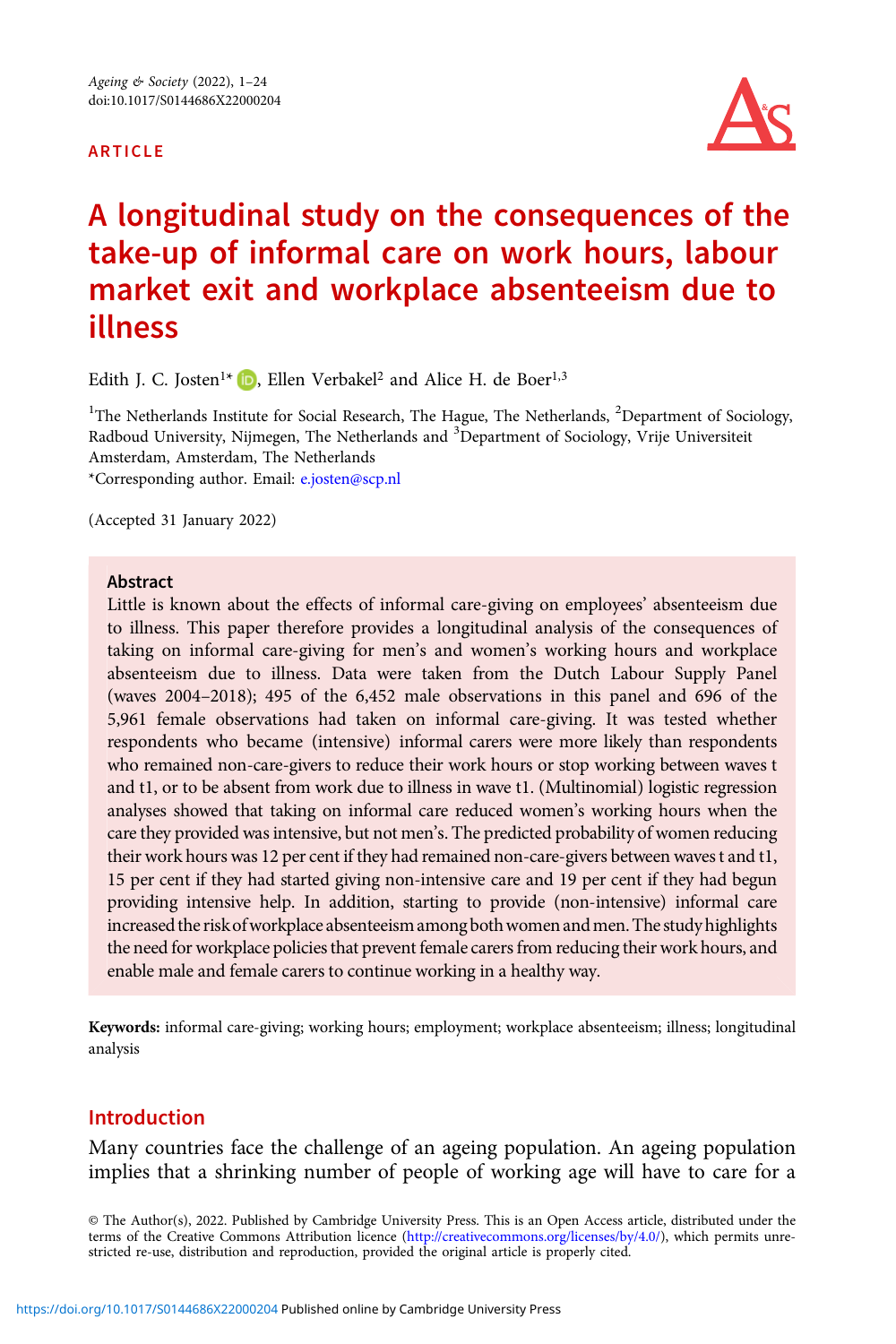ARTICLE

# A longitudinal study on the consequences of the take-up of informal care on work hours, labour market exit and workplace absenteeism due to illness

Edith J. C. Josten[1]*, Ellen Verbakel[2] and Alice H. de Boer[1,3]

[1]The Netherlands Institute for Social Research, The Hague, The Netherlands, [2]Department of Sociology, Radboud University, Nijmegen, The Netherlands and [3]Department of Sociology, Vrije Universiteit Amsterdam, Amsterdam, The Netherlands

*Corresponding author. Email: e.josten@scp.nl

(Accepted 31 January 2022)

## Abstract

Little is known about the effects of informal care-giving on employees' absenteeism due to illness. This paper therefore provides a longitudinal analysis of the consequences of taking on informal care-giving for men's and women's working hours and workplace absenteeism due to illness. Data were taken from the Dutch Labour Supply Panel (waves 2004–2018); 495 of the 6,452 male observations in this panel and 696 of the 5,961 female observations had taken on informal care-giving. It was tested whether respondents who became (intensive) informal carers were more likely than respondents who remained non-care-givers to reduce their work hours or stop working between waves t and t1, or to be absent from work due to illness in wave t1. (Multinomial) logistic regression analyses showed that taking on informal care reduced women's working hours when the care they provided was intensive, but not men's. The predicted probability of women reducing their work hours was 12 per cent if they had remained non-care-givers between waves t and t1, 15 per cent if they had started giving non-intensive care and 19 per cent if they had begun providing intensive help. In addition, starting to provide (non-intensive) informal care increased the risk of workplace absenteeism among both women and men. The study highlights the need for workplace policies that prevent female carers from reducing their work hours, and enable male and female carers to continue working in a healthy way.

**Keywords:** informal care-giving; working hours; employment; workplace absenteeism; illness; longitudinal analysis

## Introduction

Many countries face the challenge of an ageing population. An ageing population implies that a shrinking number of people of working age will have to care for a

© The Author(s), 2022. Published by Cambridge University Press. This is an Open Access article, distributed under the terms of the Creative Commons Attribution licence (http://creativecommons.org/licenses/by/4.0/), which permits unrestricted re-use, distribution and reproduction, provided the original article is properly cited.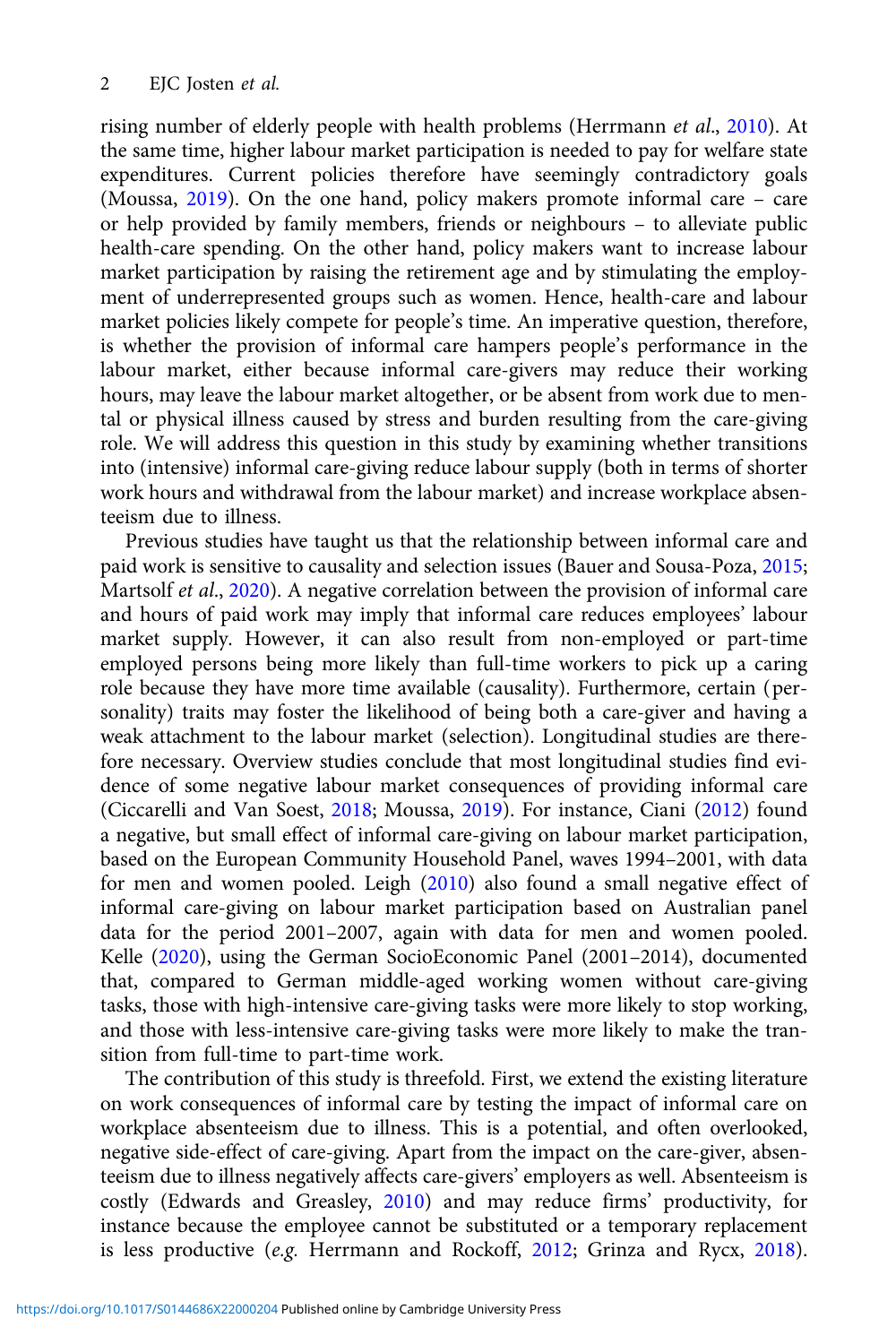rising number of elderly people with health problems (Herrmann *et al.*, 2010). At the same time, higher labour market participation is needed to pay for welfare state expenditures. Current policies therefore have seemingly contradictory goals (Moussa, 2019). On the one hand, policy makers promote informal care – care or help provided by family members, friends or neighbours – to alleviate public health-care spending. On the other hand, policy makers want to increase labour market participation by raising the retirement age and by stimulating the employment of underrepresented groups such as women. Hence, health-care and labour market policies likely compete for people's time. An imperative question, therefore, is whether the provision of informal care hampers people's performance in the labour market, either because informal care-givers may reduce their working hours, may leave the labour market altogether, or be absent from work due to mental or physical illness caused by stress and burden resulting from the care-giving role. We will address this question in this study by examining whether transitions into (intensive) informal care-giving reduce labour supply (both in terms of shorter work hours and withdrawal from the labour market) and increase workplace absenteeism due to illness.

Previous studies have taught us that the relationship between informal care and paid work is sensitive to causality and selection issues (Bauer and Sousa-Poza, 2015; Martsolf *et al.*, 2020). A negative correlation between the provision of informal care and hours of paid work may imply that informal care reduces employees' labour market supply. However, it can also result from non-employed or part-time employed persons being more likely than full-time workers to pick up a caring role because they have more time available (causality). Furthermore, certain (personality) traits may foster the likelihood of being both a care-giver and having a weak attachment to the labour market (selection). Longitudinal studies are therefore necessary. Overview studies conclude that most longitudinal studies find evidence of some negative labour market consequences of providing informal care (Ciccarelli and Van Soest, 2018; Moussa, 2019). For instance, Ciani (2012) found a negative, but small effect of informal care-giving on labour market participation, based on the European Community Household Panel, waves 1994–2001, with data for men and women pooled. Leigh (2010) also found a small negative effect of informal care-giving on labour market participation based on Australian panel data for the period 2001–2007, again with data for men and women pooled. Kelle (2020), using the German SocioEconomic Panel (2001–2014), documented that, compared to German middle-aged working women without care-giving tasks, those with high-intensive care-giving tasks were more likely to stop working, and those with less-intensive care-giving tasks were more likely to make the transition from full-time to part-time work.

The contribution of this study is threefold. First, we extend the existing literature on work consequences of informal care by testing the impact of informal care on workplace absenteeism due to illness. This is a potential, and often overlooked, negative side-effect of care-giving. Apart from the impact on the care-giver, absenteeism due to illness negatively affects care-givers' employers as well. Absenteeism is costly (Edwards and Greasley, 2010) and may reduce firms' productivity, for instance because the employee cannot be substituted or a temporary replacement is less productive (*e.g.* Herrmann and Rockoff, 2012; Grinza and Rycx, 2018).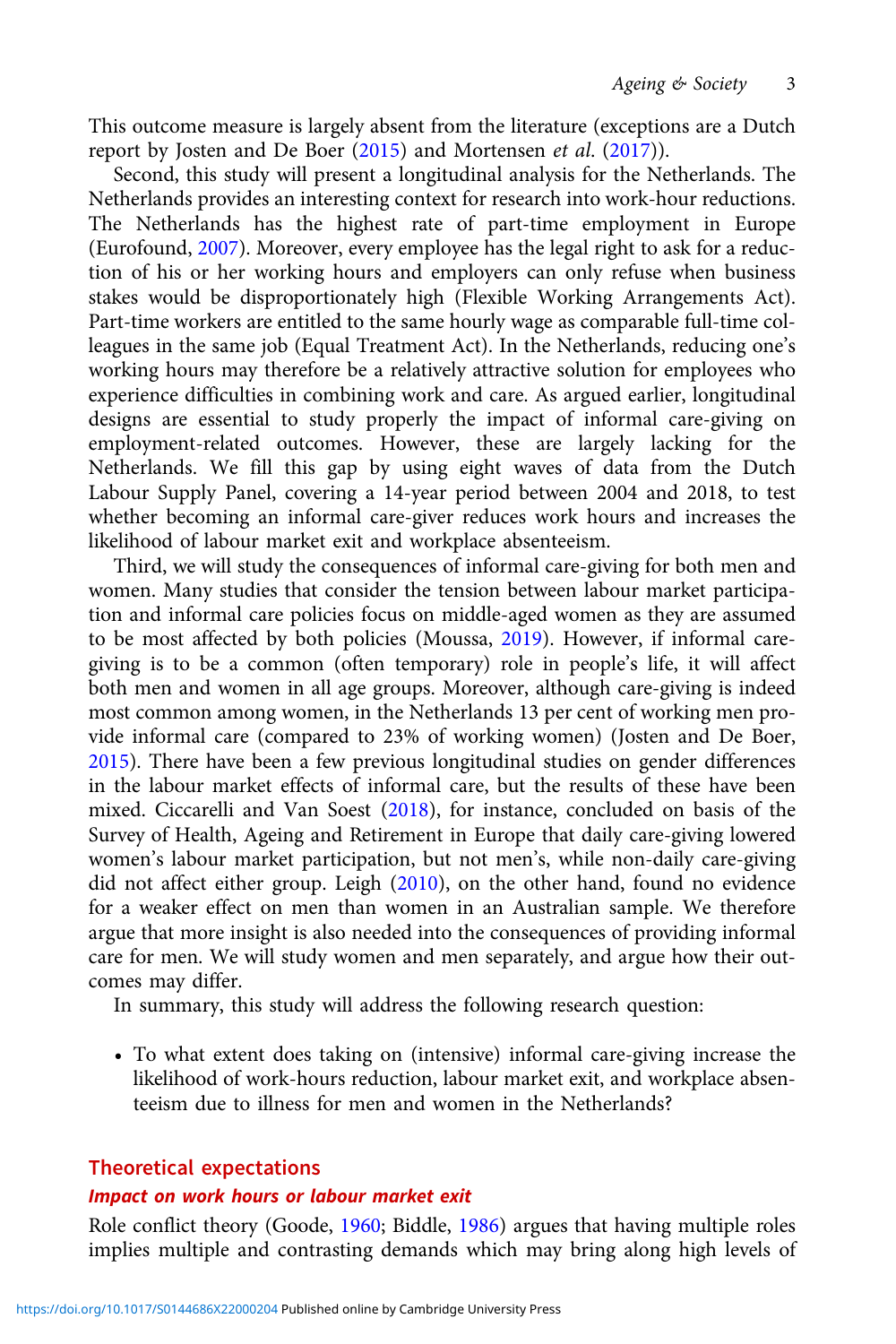This outcome measure is largely absent from the literature (exceptions are a Dutch report by Josten and De Boer (2015) and Mortensen *et al.* (2017)).

Second, this study will present a longitudinal analysis for the Netherlands. The Netherlands provides an interesting context for research into work-hour reductions. The Netherlands has the highest rate of part-time employment in Europe (Eurofound, 2007). Moreover, every employee has the legal right to ask for a reduction of his or her working hours and employers can only refuse when business stakes would be disproportionately high (Flexible Working Arrangements Act). Part-time workers are entitled to the same hourly wage as comparable full-time colleagues in the same job (Equal Treatment Act). In the Netherlands, reducing one's working hours may therefore be a relatively attractive solution for employees who experience difficulties in combining work and care. As argued earlier, longitudinal designs are essential to study properly the impact of informal care-giving on employment-related outcomes. However, these are largely lacking for the Netherlands. We fill this gap by using eight waves of data from the Dutch Labour Supply Panel, covering a 14-year period between 2004 and 2018, to test whether becoming an informal care-giver reduces work hours and increases the likelihood of labour market exit and workplace absenteeism.

Third, we will study the consequences of informal care-giving for both men and women. Many studies that consider the tension between labour market participation and informal care policies focus on middle-aged women as they are assumed to be most affected by both policies (Moussa, 2019). However, if informal care-giving is to be a common (often temporary) role in people's life, it will affect both men and women in all age groups. Moreover, although care-giving is indeed most common among women, in the Netherlands 13 per cent of working men provide informal care (compared to 23% of working women) (Josten and De Boer, 2015). There have been a few previous longitudinal studies on gender differences in the labour market effects of informal care, but the results of these have been mixed. Ciccarelli and Van Soest (2018), for instance, concluded on basis of the Survey of Health, Ageing and Retirement in Europe that daily care-giving lowered women's labour market participation, but not men's, while non-daily care-giving did not affect either group. Leigh (2010), on the other hand, found no evidence for a weaker effect on men than women in an Australian sample. We therefore argue that more insight is also needed into the consequences of providing informal care for men. We will study women and men separately, and argue how their outcomes may differ.

In summary, this study will address the following research question:

- To what extent does taking on (intensive) informal care-giving increase the likelihood of work-hours reduction, labour market exit, and workplace absenteeism due to illness for men and women in the Netherlands?

## Theoretical expectations

### *Impact on work hours or labour market exit*

Role conflict theory (Goode, 1960; Biddle, 1986) argues that having multiple roles implies multiple and contrasting demands which may bring along high levels of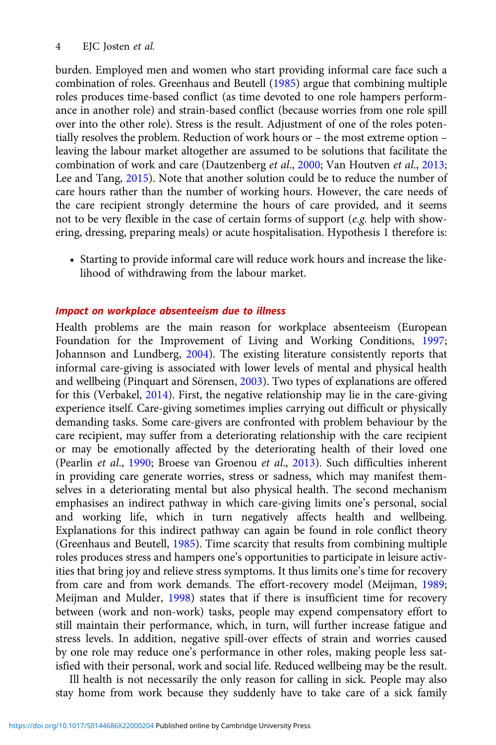burden. Employed men and women who start providing informal care face such a combination of roles. Greenhaus and Beutell (1985) argue that combining multiple roles produces time-based conflict (as time devoted to one role hampers performance in another role) and strain-based conflict (because worries from one role spill over into the other role). Stress is the result. Adjustment of one of the roles potentially resolves the problem. Reduction of work hours or – the most extreme option – leaving the labour market altogether are assumed to be solutions that facilitate the combination of work and care (Dautzenberg *et al.*, 2000; Van Houtven *et al.*, 2013; Lee and Tang, 2015). Note that another solution could be to reduce the number of care hours rather than the number of working hours. However, the care needs of the care recipient strongly determine the hours of care provided, and it seems not to be very flexible in the case of certain forms of support (*e.g.* help with showering, dressing, preparing meals) or acute hospitalisation. Hypothesis 1 therefore is:

- Starting to provide informal care will reduce work hours and increase the likelihood of withdrawing from the labour market.

### *Impact on workplace absenteeism due to illness*

Health problems are the main reason for workplace absenteeism (European Foundation for the Improvement of Living and Working Conditions, 1997; Johannson and Lundberg, 2004). The existing literature consistently reports that informal care-giving is associated with lower levels of mental and physical health and wellbeing (Pinquart and Sörensen, 2003). Two types of explanations are offered for this (Verbakel, 2014). First, the negative relationship may lie in the care-giving experience itself. Care-giving sometimes implies carrying out difficult or physically demanding tasks. Some care-givers are confronted with problem behaviour by the care recipient, may suffer from a deteriorating relationship with the care recipient or may be emotionally affected by the deteriorating health of their loved one (Pearlin *et al.*, 1990; Broese van Groenou *et al.*, 2013). Such difficulties inherent in providing care generate worries, stress or sadness, which may manifest themselves in a deteriorating mental but also physical health. The second mechanism emphasises an indirect pathway in which care-giving limits one's personal, social and working life, which in turn negatively affects health and wellbeing. Explanations for this indirect pathway can again be found in role conflict theory (Greenhaus and Beutell, 1985). Time scarcity that results from combining multiple roles produces stress and hampers one's opportunities to participate in leisure activities that bring joy and relieve stress symptoms. It thus limits one's time for recovery from care and from work demands. The effort-recovery model (Meijman, 1989; Meijman and Mulder, 1998) states that if there is insufficient time for recovery between (work and non-work) tasks, people may expend compensatory effort to still maintain their performance, which, in turn, will further increase fatigue and stress levels. In addition, negative spill-over effects of strain and worries caused by one role may reduce one's performance in other roles, making people less satisfied with their personal, work and social life. Reduced wellbeing may be the result.

Ill health is not necessarily the only reason for calling in sick. People may also stay home from work because they suddenly have to take care of a sick family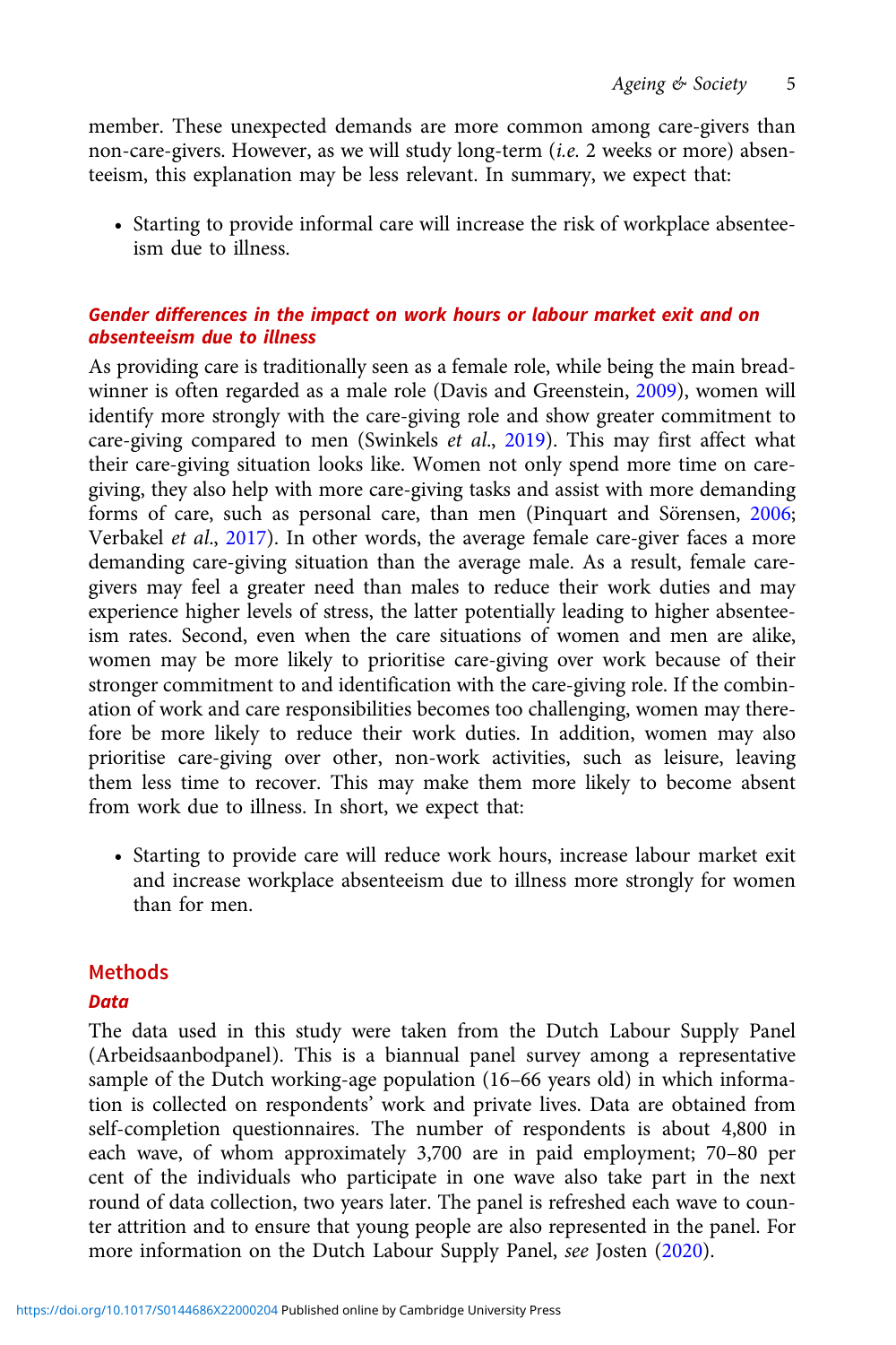member. These unexpected demands are more common among care-givers than non-care-givers. However, as we will study long-term (*i.e.* 2 weeks or more) absenteeism, this explanation may be less relevant. In summary, we expect that:

- Starting to provide informal care will increase the risk of workplace absenteeism due to illness.

### Gender differences in the impact on work hours or labour market exit and on absenteeism due to illness

As providing care is traditionally seen as a female role, while being the main breadwinner is often regarded as a male role (Davis and Greenstein, 2009), women will identify more strongly with the care-giving role and show greater commitment to care-giving compared to men (Swinkels *et al.*, 2019). This may first affect what their care-giving situation looks like. Women not only spend more time on care-giving, they also help with more care-giving tasks and assist with more demanding forms of care, such as personal care, than men (Pinquart and Sörensen, 2006; Verbakel *et al.*, 2017). In other words, the average female care-giver faces a more demanding care-giving situation than the average male. As a result, female care-givers may feel a greater need than males to reduce their work duties and may experience higher levels of stress, the latter potentially leading to higher absenteeism rates. Second, even when the care situations of women and men are alike, women may be more likely to prioritise care-giving over work because of their stronger commitment to and identification with the care-giving role. If the combination of work and care responsibilities becomes too challenging, women may therefore be more likely to reduce their work duties. In addition, women may also prioritise care-giving over other, non-work activities, such as leisure, leaving them less time to recover. This may make them more likely to become absent from work due to illness. In short, we expect that:

- Starting to provide care will reduce work hours, increase labour market exit and increase workplace absenteeism due to illness more strongly for women than for men.

## Methods

### Data

The data used in this study were taken from the Dutch Labour Supply Panel (Arbeidsaanbodpanel). This is a biannual panel survey among a representative sample of the Dutch working-age population (16–66 years old) in which information is collected on respondents' work and private lives. Data are obtained from self-completion questionnaires. The number of respondents is about 4,800 in each wave, of whom approximately 3,700 are in paid employment; 70–80 per cent of the individuals who participate in one wave also take part in the next round of data collection, two years later. The panel is refreshed each wave to counter attrition and to ensure that young people are also represented in the panel. For more information on the Dutch Labour Supply Panel, *see* Josten (2020).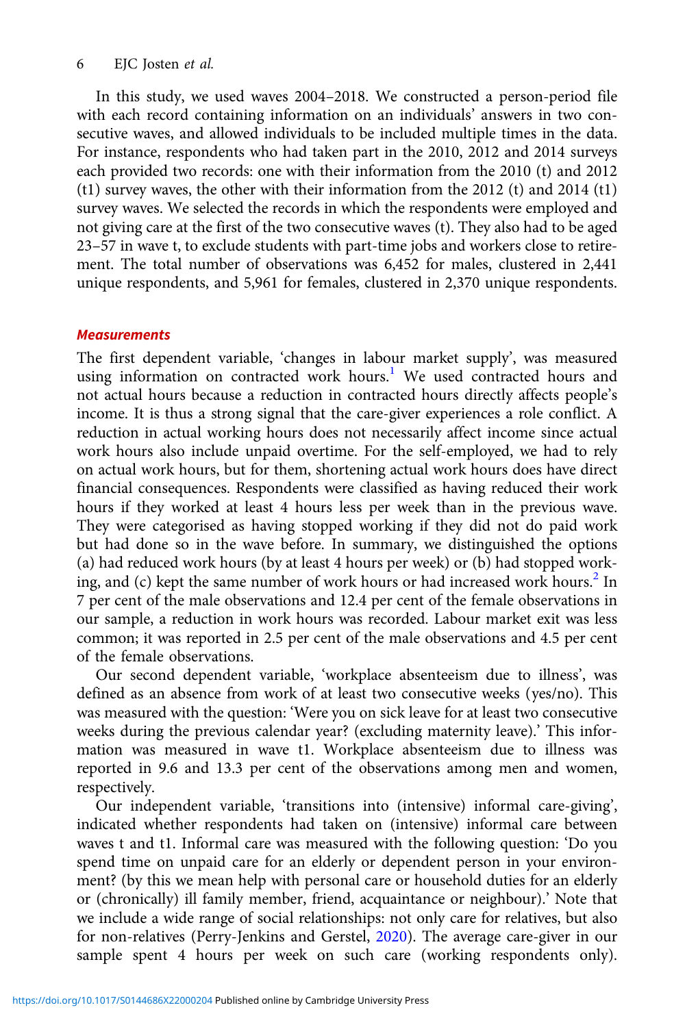In this study, we used waves 2004–2018. We constructed a person-period file with each record containing information on an individuals' answers in two consecutive waves, and allowed individuals to be included multiple times in the data. For instance, respondents who had taken part in the 2010, 2012 and 2014 surveys each provided two records: one with their information from the 2010 (t) and 2012 (t1) survey waves, the other with their information from the 2012 (t) and 2014 (t1) survey waves. We selected the records in which the respondents were employed and not giving care at the first of the two consecutive waves (t). They also had to be aged 23–57 in wave t, to exclude students with part-time jobs and workers close to retirement. The total number of observations was 6,452 for males, clustered in 2,441 unique respondents, and 5,961 for females, clustered in 2,370 unique respondents.

### Measurements

The first dependent variable, 'changes in labour market supply', was measured using information on contracted work hours.[1] We used contracted hours and not actual hours because a reduction in contracted hours directly affects people's income. It is thus a strong signal that the care-giver experiences a role conflict. A reduction in actual working hours does not necessarily affect income since actual work hours also include unpaid overtime. For the self-employed, we had to rely on actual work hours, but for them, shortening actual work hours does have direct financial consequences. Respondents were classified as having reduced their work hours if they worked at least 4 hours less per week than in the previous wave. They were categorised as having stopped working if they did not do paid work but had done so in the wave before. In summary, we distinguished the options (a) had reduced work hours (by at least 4 hours per week) or (b) had stopped working, and (c) kept the same number of work hours or had increased work hours.[2] In 7 per cent of the male observations and 12.4 per cent of the female observations in our sample, a reduction in work hours was recorded. Labour market exit was less common; it was reported in 2.5 per cent of the male observations and 4.5 per cent of the female observations.

Our second dependent variable, 'workplace absenteeism due to illness', was defined as an absence from work of at least two consecutive weeks (yes/no). This was measured with the question: 'Were you on sick leave for at least two consecutive weeks during the previous calendar year? (excluding maternity leave).' This information was measured in wave t1. Workplace absenteeism due to illness was reported in 9.6 and 13.3 per cent of the observations among men and women, respectively.

Our independent variable, 'transitions into (intensive) informal care-giving', indicated whether respondents had taken on (intensive) informal care between waves t and t1. Informal care was measured with the following question: 'Do you spend time on unpaid care for an elderly or dependent person in your environment? (by this we mean help with personal care or household duties for an elderly or (chronically) ill family member, friend, acquaintance or neighbour).' Note that we include a wide range of social relationships: not only care for relatives, but also for non-relatives (Perry-Jenkins and Gerstel, 2020). The average care-giver in our sample spent 4 hours per week on such care (working respondents only).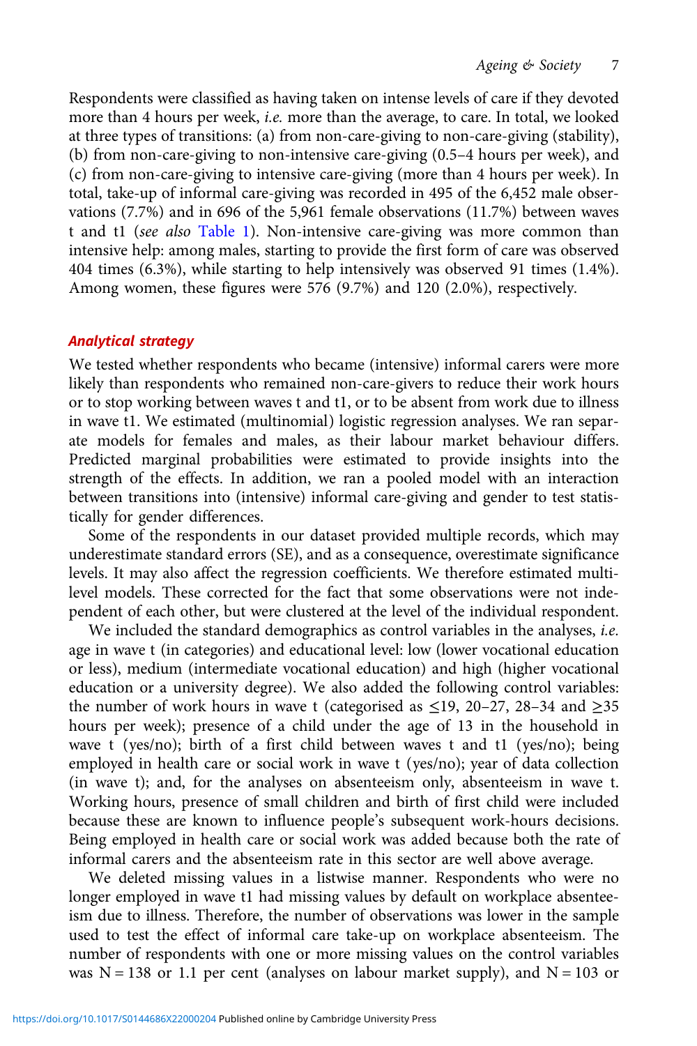Respondents were classified as having taken on intense levels of care if they devoted more than 4 hours per week, *i.e.* more than the average, to care. In total, we looked at three types of transitions: (a) from non-care-giving to non-care-giving (stability), (b) from non-care-giving to non-intensive care-giving (0.5–4 hours per week), and (c) from non-care-giving to intensive care-giving (more than 4 hours per week). In total, take-up of informal care-giving was recorded in 495 of the 6,452 male observations (7.7%) and in 696 of the 5,961 female observations (11.7%) between waves t and t1 (*see also* Table 1). Non-intensive care-giving was more common than intensive help: among males, starting to provide the first form of care was observed 404 times (6.3%), while starting to help intensively was observed 91 times (1.4%). Among women, these figures were 576 (9.7%) and 120 (2.0%), respectively.

### *Analytical strategy*

We tested whether respondents who became (intensive) informal carers were more likely than respondents who remained non-care-givers to reduce their work hours or to stop working between waves t and t1, or to be absent from work due to illness in wave t1. We estimated (multinomial) logistic regression analyses. We ran separate models for females and males, as their labour market behaviour differs. Predicted marginal probabilities were estimated to provide insights into the strength of the effects. In addition, we ran a pooled model with an interaction between transitions into (intensive) informal care-giving and gender to test statistically for gender differences.

Some of the respondents in our dataset provided multiple records, which may underestimate standard errors (SE), and as a consequence, overestimate significance levels. It may also affect the regression coefficients. We therefore estimated multilevel models. These corrected for the fact that some observations were not independent of each other, but were clustered at the level of the individual respondent.

We included the standard demographics as control variables in the analyses, *i.e.* age in wave t (in categories) and educational level: low (lower vocational education or less), medium (intermediate vocational education) and high (higher vocational education or a university degree). We also added the following control variables: the number of work hours in wave t (categorised as ≤19, 20–27, 28–34 and ≥35 hours per week); presence of a child under the age of 13 in the household in wave t (yes/no); birth of a first child between waves t and t1 (yes/no); being employed in health care or social work in wave t (yes/no); year of data collection (in wave t); and, for the analyses on absenteeism only, absenteeism in wave t. Working hours, presence of small children and birth of first child were included because these are known to influence people's subsequent work-hours decisions. Being employed in health care or social work was added because both the rate of informal carers and the absenteeism rate in this sector are well above average.

We deleted missing values in a listwise manner. Respondents who were no longer employed in wave t1 had missing values by default on workplace absenteeism due to illness. Therefore, the number of observations was lower in the sample used to test the effect of informal care take-up on workplace absenteeism. The number of respondents with one or more missing values on the control variables was N = 138 or 1.1 per cent (analyses on labour market supply), and N = 103 or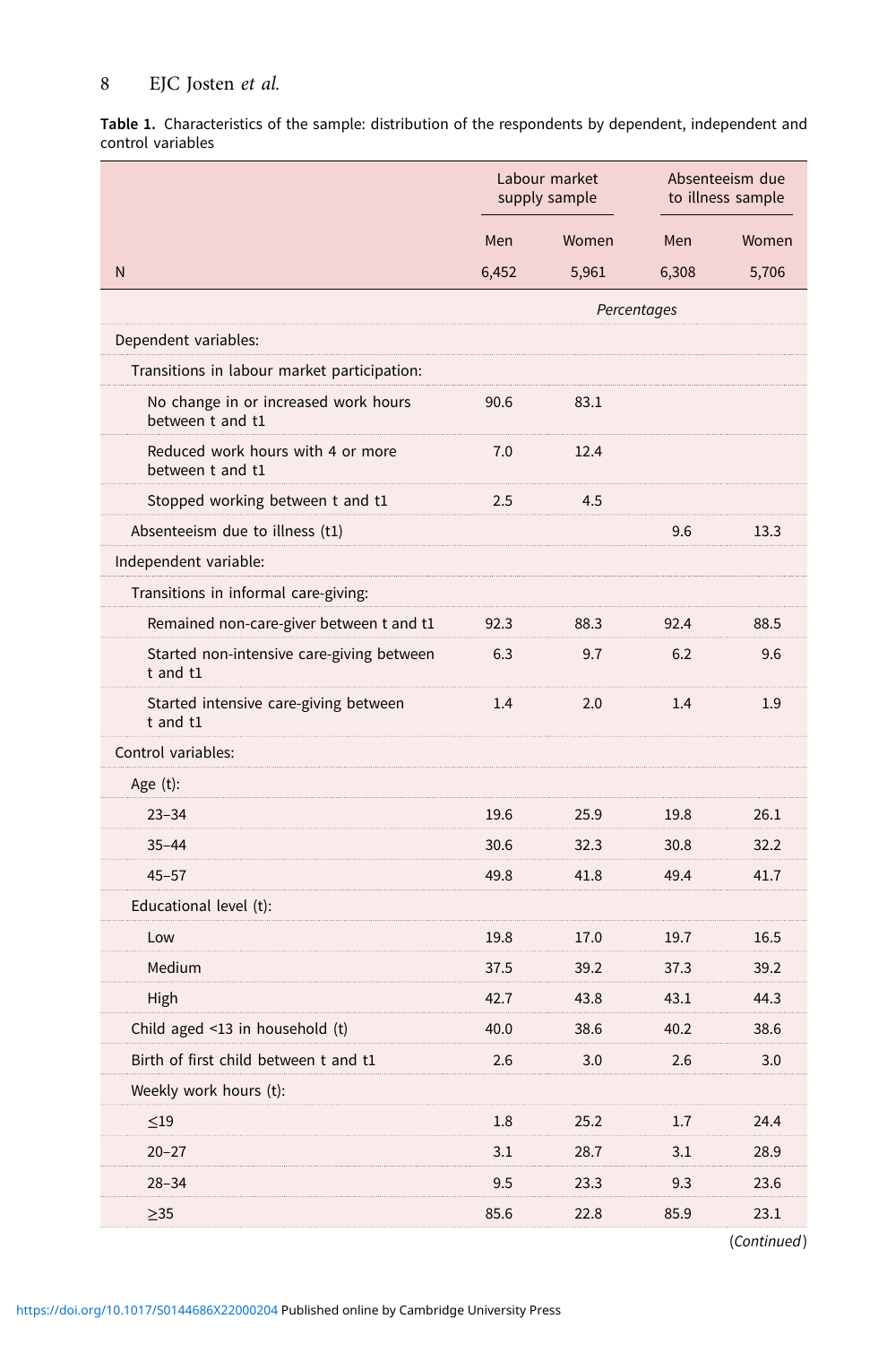**Table 1.** Characteristics of the sample: distribution of the respondents by dependent, independent and control variables

| | Labour market supply sample | | Absenteeism due to illness sample | |
|---|---|---|---|---|
| | Men | Women | Men | Women |
| N | 6,452 | 5,961 | 6,308 | 5,706 |
| | *Percentages* | | | |
| Dependent variables: | | | | |
| Transitions in labour market participation: | | | | |
| No change in or increased work hours between t and t1 | 90.6 | 83.1 | | |
| Reduced work hours with 4 or more between t and t1 | 7.0 | 12.4 | | |
| Stopped working between t and t1 | 2.5 | 4.5 | | |
| Absenteeism due to illness (t1) | | | 9.6 | 13.3 |
| Independent variable: | | | | |
| Transitions in informal care-giving: | | | | |
| Remained non-care-giver between t and t1 | 92.3 | 88.3 | 92.4 | 88.5 |
| Started non-intensive care-giving between t and t1 | 6.3 | 9.7 | 6.2 | 9.6 |
| Started intensive care-giving between t and t1 | 1.4 | 2.0 | 1.4 | 1.9 |
| Control variables: | | | | |
| Age (t): | | | | |
| 23–34 | 19.6 | 25.9 | 19.8 | 26.1 |
| 35–44 | 30.6 | 32.3 | 30.8 | 32.2 |
| 45–57 | 49.8 | 41.8 | 49.4 | 41.7 |
| Educational level (t): | | | | |
| Low | 19.8 | 17.0 | 19.7 | 16.5 |
| Medium | 37.5 | 39.2 | 37.3 | 39.2 |
| High | 42.7 | 43.8 | 43.1 | 44.3 |
| Child aged <13 in household (t) | 40.0 | 38.6 | 40.2 | 38.6 |
| Birth of first child between t and t1 | 2.6 | 3.0 | 2.6 | 3.0 |
| Weekly work hours (t): | | | | |
| ≤19 | 1.8 | 25.2 | 1.7 | 24.4 |
| 20–27 | 3.1 | 28.7 | 3.1 | 28.9 |
| 28–34 | 9.5 | 23.3 | 9.3 | 23.6 |
| ≥35 | 85.6 | 22.8 | 85.9 | 23.1 |

(*Continued*)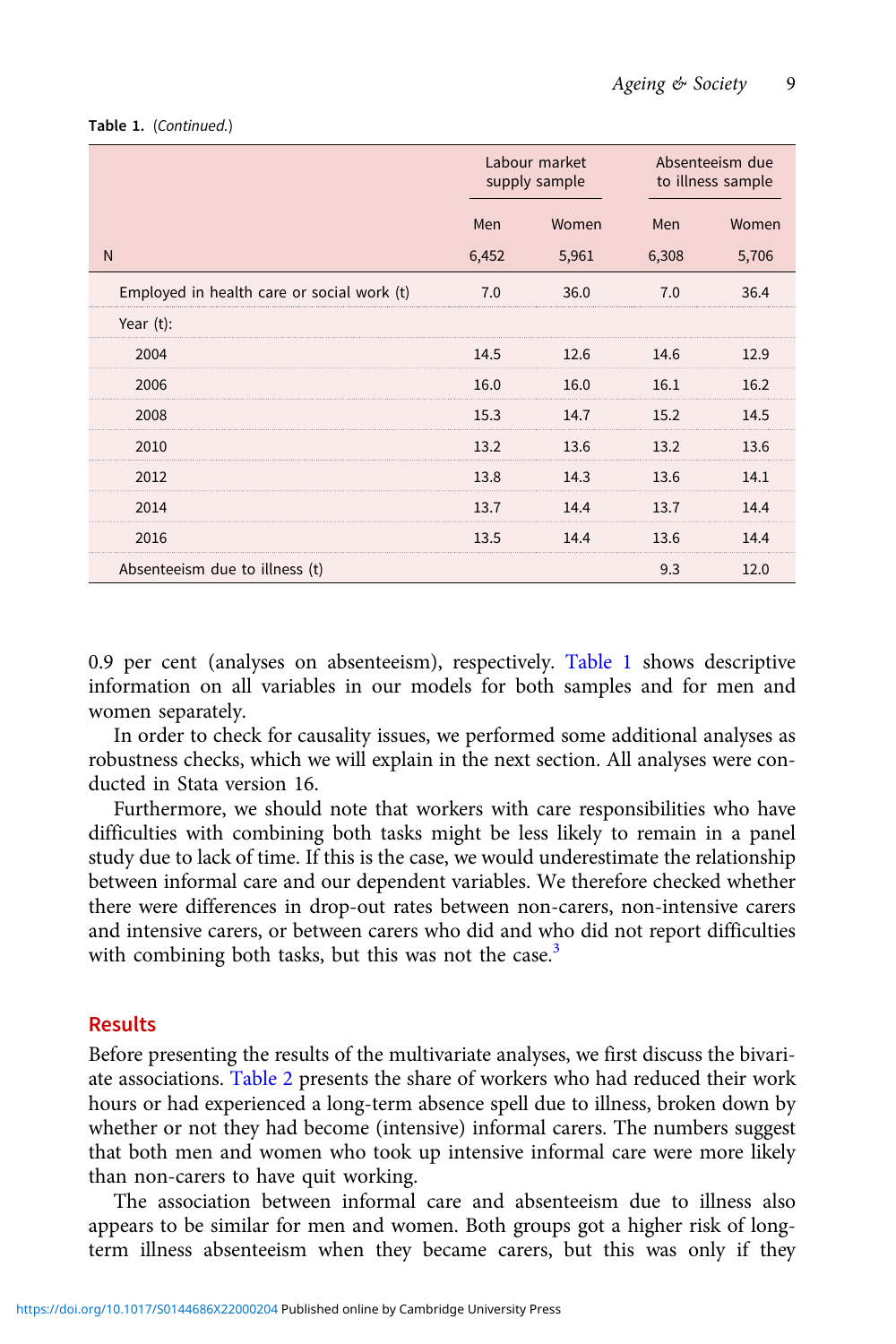**Table 1.** (*Continued.*)

| | Labour market supply sample | | Absenteeism due to illness sample | |
|---|---|---|---|---|
| | Men | Women | Men | Women |
| N | 6,452 | 5,961 | 6,308 | 5,706 |
| Employed in health care or social work (t) | 7.0 | 36.0 | 7.0 | 36.4 |
| Year (t): | | | | |
| 2004 | 14.5 | 12.6 | 14.6 | 12.9 |
| 2006 | 16.0 | 16.0 | 16.1 | 16.2 |
| 2008 | 15.3 | 14.7 | 15.2 | 14.5 |
| 2010 | 13.2 | 13.6 | 13.2 | 13.6 |
| 2012 | 13.8 | 14.3 | 13.6 | 14.1 |
| 2014 | 13.7 | 14.4 | 13.7 | 14.4 |
| 2016 | 13.5 | 14.4 | 13.6 | 14.4 |
| Absenteeism due to illness (t) | | | 9.3 | 12.0 |

0.9 per cent (analyses on absenteeism), respectively. Table 1 shows descriptive information on all variables in our models for both samples and for men and women separately.

In order to check for causality issues, we performed some additional analyses as robustness checks, which we will explain in the next section. All analyses were conducted in Stata version 16.

Furthermore, we should note that workers with care responsibilities who have difficulties with combining both tasks might be less likely to remain in a panel study due to lack of time. If this is the case, we would underestimate the relationship between informal care and our dependent variables. We therefore checked whether there were differences in drop-out rates between non-carers, non-intensive carers and intensive carers, or between carers who did and who did not report difficulties with combining both tasks, but this was not the case.[3]

## Results

Before presenting the results of the multivariate analyses, we first discuss the bivariate associations. Table 2 presents the share of workers who had reduced their work hours or had experienced a long-term absence spell due to illness, broken down by whether or not they had become (intensive) informal carers. The numbers suggest that both men and women who took up intensive informal care were more likely than non-carers to have quit working.

The association between informal care and absenteeism due to illness also appears to be similar for men and women. Both groups got a higher risk of long-term illness absenteeism when they became carers, but this was only if they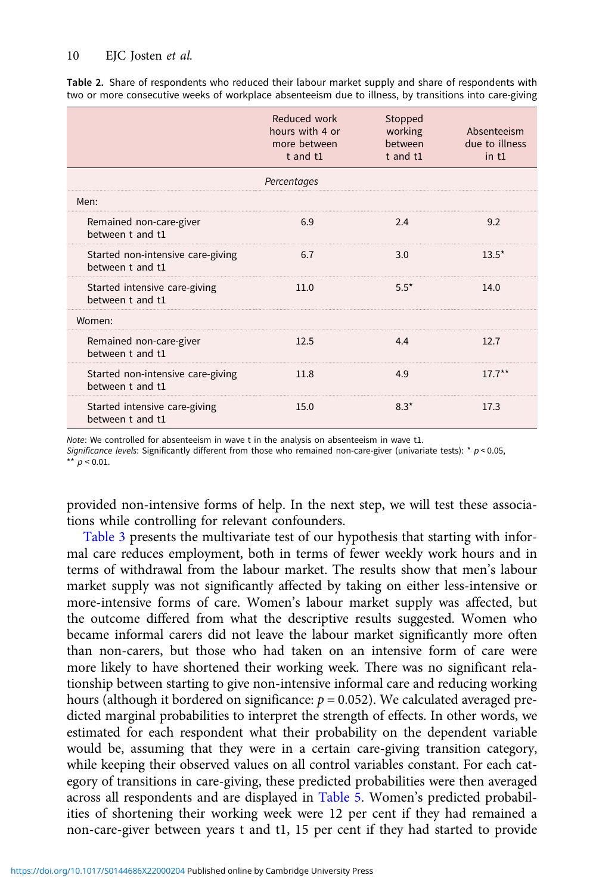**Table 2.** Share of respondents who reduced their labour market supply and share of respondents with two or more consecutive weeks of workplace absenteeism due to illness, by transitions into care-giving

| | Reduced work hours with 4 or more between t and t1 | Stopped working between t and t1 | Absenteeism due to illness in t1 |
|---|---|---|---|
| | *Percentages* | | |
| Men: | | | |
| Remained non-care-giver between t and t1 | 6.9 | 2.4 | 9.2 |
| Started non-intensive care-giving between t and t1 | 6.7 | 3.0 | 13.5* |
| Started intensive care-giving between t and t1 | 11.0 | 5.5* | 14.0 |
| Women: | | | |
| Remained non-care-giver between t and t1 | 12.5 | 4.4 | 12.7 |
| Started non-intensive care-giving between t and t1 | 11.8 | 4.9 | 17.7** |
| Started intensive care-giving between t and t1 | 15.0 | 8.3* | 17.3 |

*Note*: We controlled for absenteeism in wave t in the analysis on absenteeism in wave t1.
*Significance levels*: Significantly different from those who remained non-care-giver (univariate tests): * $p < 0.05$, ** $p < 0.01$.

provided non-intensive forms of help. In the next step, we will test these associations while controlling for relevant confounders.

Table 3 presents the multivariate test of our hypothesis that starting with informal care reduces employment, both in terms of fewer weekly work hours and in terms of withdrawal from the labour market. The results show that men's labour market supply was not significantly affected by taking on either less-intensive or more-intensive forms of care. Women's labour market supply was affected, but the outcome differed from what the descriptive results suggested. Women who became informal carers did not leave the labour market significantly more often than non-carers, but those who had taken on an intensive form of care were more likely to have shortened their working week. There was no significant relationship between starting to give non-intensive informal care and reducing working hours (although it bordered on significance: $p = 0.052$). We calculated averaged predicted marginal probabilities to interpret the strength of effects. In other words, we estimated for each respondent what their probability on the dependent variable would be, assuming that they were in a certain care-giving transition category, while keeping their observed values on all control variables constant. For each category of transitions in care-giving, these predicted probabilities were then averaged across all respondents and are displayed in Table 5. Women's predicted probabilities of shortening their working week were 12 per cent if they had remained a non-care-giver between years t and t1, 15 per cent if they had started to provide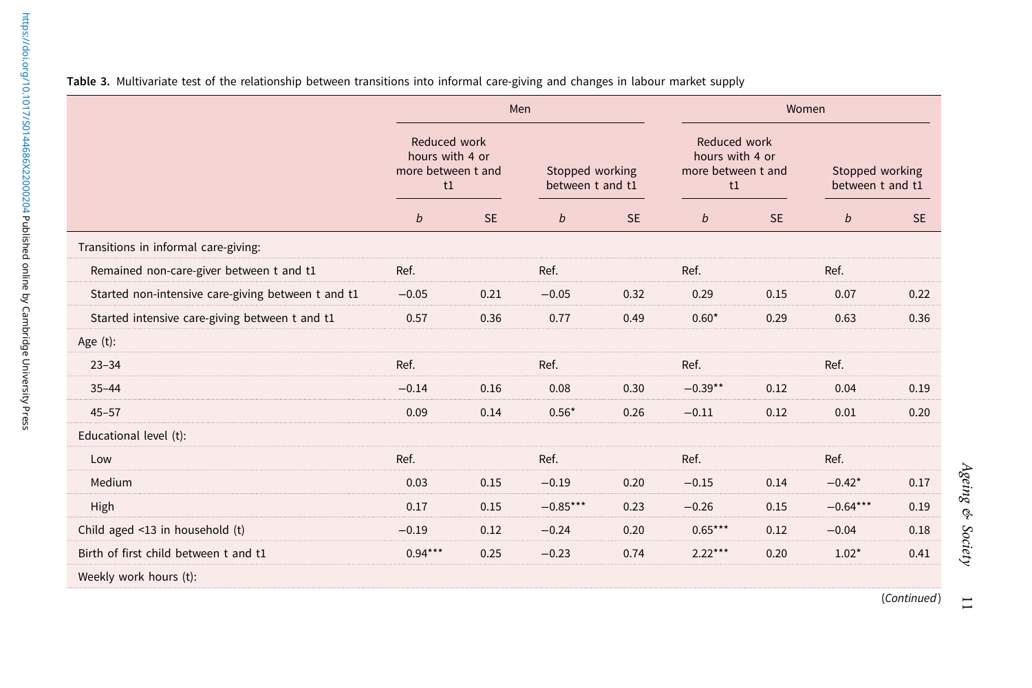**Table 3.** Multivariate test of the relationship between transitions into informal care-giving and changes in labour market supply

| | Men | | | | Women | | | |
|---|---|---|---|---|---|---|---|---|
| | Reduced work hours with 4 or more between t and t1 | | Stopped working between t and t1 | | Reduced work hours with 4 or more between t and t1 | | Stopped working between t and t1 | |
| | *b* | SE | *b* | SE | *b* | SE | *b* | SE |
| Transitions in informal care-giving: | | | | | | | | |
| Remained non-care-giver between t and t1 | Ref. | | Ref. | | Ref. | | Ref. | |
| Started non-intensive care-giving between t and t1 | −0.05 | 0.21 | −0.05 | 0.32 | 0.29 | 0.15 | 0.07 | 0.22 |
| Started intensive care-giving between t and t1 | 0.57 | 0.36 | 0.77 | 0.49 | 0.60* | 0.29 | 0.63 | 0.36 |
| Age (t): | | | | | | | | |
| 23–34 | Ref. | | Ref. | | Ref. | | Ref. | |
| 35–44 | −0.14 | 0.16 | 0.08 | 0.30 | −0.39** | 0.12 | 0.04 | 0.19 |
| 45–57 | 0.09 | 0.14 | 0.56* | 0.26 | −0.11 | 0.12 | 0.01 | 0.20 |
| Educational level (t): | | | | | | | | |
| Low | Ref. | | Ref. | | Ref. | | Ref. | |
| Medium | 0.03 | 0.15 | −0.19 | 0.20 | −0.15 | 0.14 | −0.42* | 0.17 |
| High | 0.17 | 0.15 | −0.85*** | 0.23 | −0.26 | 0.15 | −0.64*** | 0.19 |
| Child aged <13 in household (t) | −0.19 | 0.12 | −0.24 | 0.20 | 0.65*** | 0.12 | −0.04 | 0.18 |
| Birth of first child between t and t1 | 0.94*** | 0.25 | −0.23 | 0.74 | 2.22*** | 0.20 | 1.02* | 0.41 |
| Weekly work hours (t): | | | | | | | | |

(*Continued*)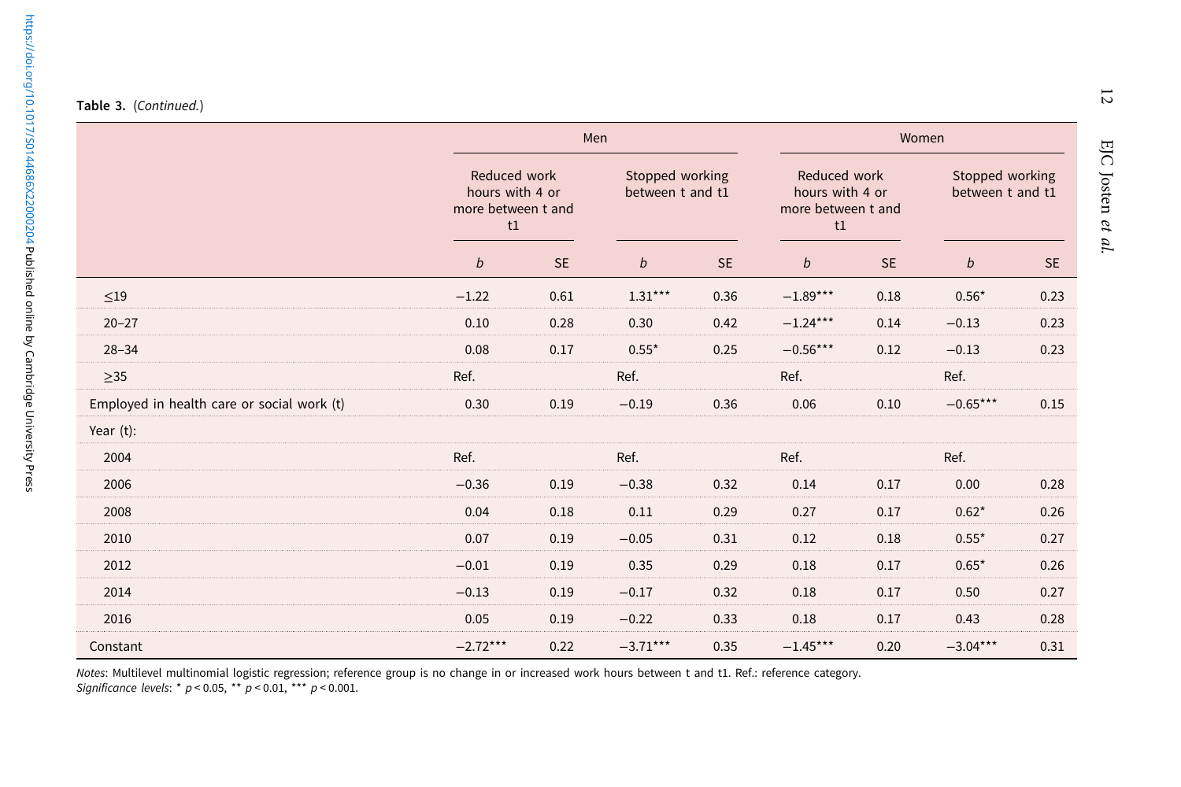**Table 3.** (*Continued.*)

| | Men | | | | Women | | | |
|---|---|---|---|---|---|---|---|---|
| | Reduced work hours with 4 or more between t and t1 | | Stopped working between t and t1 | | Reduced work hours with 4 or more between t and t1 | | Stopped working between t and t1 | |
| | *b* | SE | *b* | SE | *b* | SE | *b* | SE |
| ≤19 | −1.22 | 0.61 | 1.31*** | 0.36 | −1.89*** | 0.18 | 0.56* | 0.23 |
| 20–27 | 0.10 | 0.28 | 0.30 | 0.42 | −1.24*** | 0.14 | −0.13 | 0.23 |
| 28–34 | 0.08 | 0.17 | 0.55* | 0.25 | −0.56*** | 0.12 | −0.13 | 0.23 |
| ≥35 | Ref. | | Ref. | | Ref. | | Ref. | |
| Employed in health care or social work (t) | 0.30 | 0.19 | −0.19 | 0.36 | 0.06 | 0.10 | −0.65*** | 0.15 |
| Year (t): | | | | | | | | |
| 2004 | Ref. | | Ref. | | Ref. | | Ref. | |
| 2006 | −0.36 | 0.19 | −0.38 | 0.32 | 0.14 | 0.17 | 0.00 | 0.28 |
| 2008 | 0.04 | 0.18 | 0.11 | 0.29 | 0.27 | 0.17 | 0.62* | 0.26 |
| 2010 | 0.07 | 0.19 | −0.05 | 0.31 | 0.12 | 0.18 | 0.55* | 0.27 |
| 2012 | −0.01 | 0.19 | 0.35 | 0.29 | 0.18 | 0.17 | 0.65* | 0.26 |
| 2014 | −0.13 | 0.19 | −0.17 | 0.32 | 0.18 | 0.17 | 0.50 | 0.27 |
| 2016 | 0.05 | 0.19 | −0.22 | 0.33 | 0.18 | 0.17 | 0.43 | 0.28 |
| Constant | −2.72*** | 0.22 | −3.71*** | 0.35 | −1.45*** | 0.20 | −3.04*** | 0.31 |

*Notes*: Multilevel multinomial logistic regression; reference group is no change in or increased work hours between t and t1. Ref.: reference category.
*Significance levels*: * $p < 0.05$, ** $p < 0.01$, *** $p < 0.001$.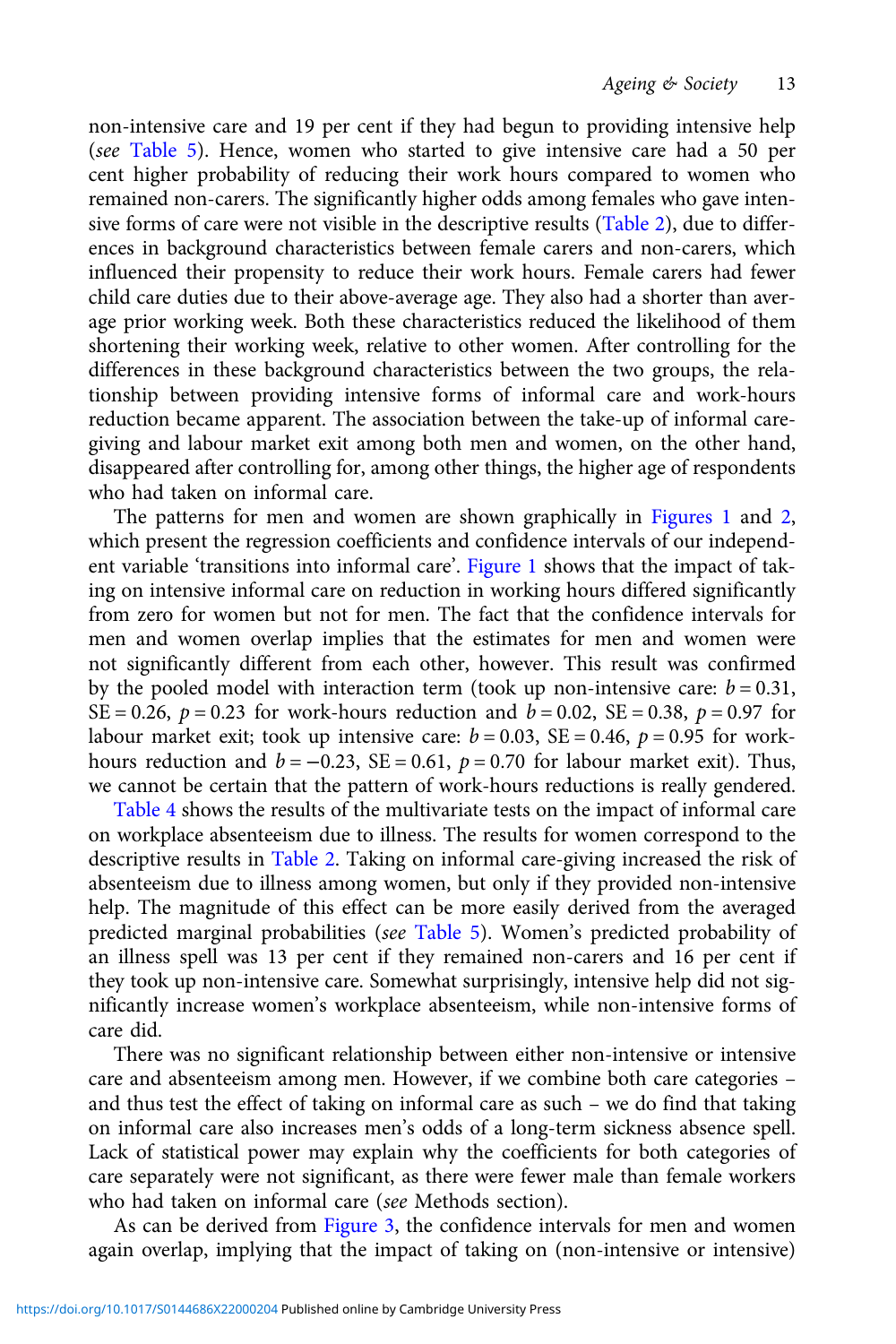non-intensive care and 19 per cent if they had begun to providing intensive help (*see* Table 5). Hence, women who started to give intensive care had a 50 per cent higher probability of reducing their work hours compared to women who remained non-carers. The significantly higher odds among females who gave intensive forms of care were not visible in the descriptive results (Table 2), due to differences in background characteristics between female carers and non-carers, which influenced their propensity to reduce their work hours. Female carers had fewer child care duties due to their above-average age. They also had a shorter than average prior working week. Both these characteristics reduced the likelihood of them shortening their working week, relative to other women. After controlling for the differences in these background characteristics between the two groups, the relationship between providing intensive forms of informal care and work-hours reduction became apparent. The association between the take-up of informal caregiving and labour market exit among both men and women, on the other hand, disappeared after controlling for, among other things, the higher age of respondents who had taken on informal care.

The patterns for men and women are shown graphically in Figures 1 and 2, which present the regression coefficients and confidence intervals of our independent variable 'transitions into informal care'. Figure 1 shows that the impact of taking on intensive informal care on reduction in working hours differed significantly from zero for women but not for men. The fact that the confidence intervals for men and women overlap implies that the estimates for men and women were not significantly different from each other, however. This result was confirmed by the pooled model with interaction term (took up non-intensive care: $b = 0.31$, $SE = 0.26$, $p = 0.23$ for work-hours reduction and $b = 0.02$, $SE = 0.38$, $p = 0.97$ for labour market exit; took up intensive care: $b = 0.03$, $SE = 0.46$, $p = 0.95$ for work-hours reduction and $b = -0.23$, $SE = 0.61$, $p = 0.70$ for labour market exit). Thus, we cannot be certain that the pattern of work-hours reductions is really gendered.

Table 4 shows the results of the multivariate tests on the impact of informal care on workplace absenteeism due to illness. The results for women correspond to the descriptive results in Table 2. Taking on informal care-giving increased the risk of absenteeism due to illness among women, but only if they provided non-intensive help. The magnitude of this effect can be more easily derived from the averaged predicted marginal probabilities (*see* Table 5). Women's predicted probability of an illness spell was 13 per cent if they remained non-carers and 16 per cent if they took up non-intensive care. Somewhat surprisingly, intensive help did not significantly increase women's workplace absenteeism, while non-intensive forms of care did.

There was no significant relationship between either non-intensive or intensive care and absenteeism among men. However, if we combine both care categories – and thus test the effect of taking on informal care as such – we do find that taking on informal care also increases men's odds of a long-term sickness absence spell. Lack of statistical power may explain why the coefficients for both categories of care separately were not significant, as there were fewer male than female workers who had taken on informal care (*see* Methods section).

As can be derived from Figure 3, the confidence intervals for men and women again overlap, implying that the impact of taking on (non-intensive or intensive)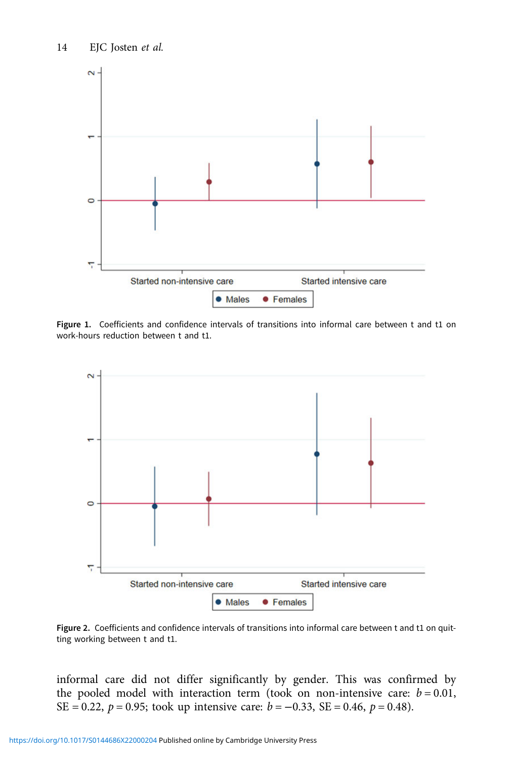Figure 1. Coefficients and confidence intervals of transitions into informal care between t and t1 on work-hours reduction between t and t1.

Figure 2. Coefficients and confidence intervals of transitions into informal care between t and t1 on quitting working between t and t1.

informal care did not differ significantly by gender. This was confirmed by the pooled model with interaction term (took on non-intensive care: $b = 0.01$, SE = 0.22, $p = 0.95$; took up intensive care: $b = -0.33$, SE = 0.46, $p = 0.48$).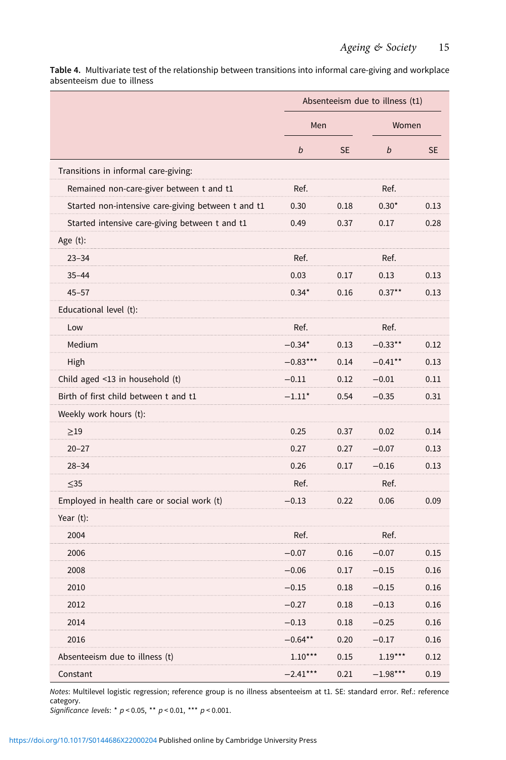**Table 4.** Multivariate test of the relationship between transitions into informal care-giving and workplace absenteeism due to illness

| | Absenteeism due to illness (t1) | | | |
|---|---|---|---|---|
| | Men | | Women | |
| | *b* | SE | *b* | SE |
| Transitions in informal care-giving: | | | | |
| Remained non-care-giver between t and t1 | Ref. | | Ref. | |
| Started non-intensive care-giving between t and t1 | 0.30 | 0.18 | 0.30* | 0.13 |
| Started intensive care-giving between t and t1 | 0.49 | 0.37 | 0.17 | 0.28 |
| Age (t): | | | | |
| 23–34 | Ref. | | Ref. | |
| 35–44 | 0.03 | 0.17 | 0.13 | 0.13 |
| 45–57 | 0.34* | 0.16 | 0.37** | 0.13 |
| Educational level (t): | | | | |
| Low | Ref. | | Ref. | |
| Medium | −0.34* | 0.13 | −0.33** | 0.12 |
| High | −0.83*** | 0.14 | −0.41** | 0.13 |
| Child aged <13 in household (t) | −0.11 | 0.12 | −0.01 | 0.11 |
| Birth of first child between t and t1 | −1.11* | 0.54 | −0.35 | 0.31 |
| Weekly work hours (t): | | | | |
| ≥19 | 0.25 | 0.37 | 0.02 | 0.14 |
| 20–27 | 0.27 | 0.27 | −0.07 | 0.13 |
| 28–34 | 0.26 | 0.17 | −0.16 | 0.13 |
| ≤35 | Ref. | | Ref. | |
| Employed in health care or social work (t) | −0.13 | 0.22 | 0.06 | 0.09 |
| Year (t): | | | | |
| 2004 | Ref. | | Ref. | |
| 2006 | −0.07 | 0.16 | −0.07 | 0.15 |
| 2008 | −0.06 | 0.17 | −0.15 | 0.16 |
| 2010 | −0.15 | 0.18 | −0.15 | 0.16 |
| 2012 | −0.27 | 0.18 | −0.13 | 0.16 |
| 2014 | −0.13 | 0.18 | −0.25 | 0.16 |
| 2016 | −0.64** | 0.20 | −0.17 | 0.16 |
| Absenteeism due to illness (t) | 1.10*** | 0.15 | 1.19*** | 0.12 |
| Constant | −2.41*** | 0.21 | −1.98*** | 0.19 |

*Notes*: Multilevel logistic regression; reference group is no illness absenteeism at t1. SE: standard error. Ref.: reference category.
*Significance levels*: * $p < 0.05$, ** $p < 0.01$, *** $p < 0.001$.

https://doi.org/10.1017/S0144686X22000204 Published online by Cambridge University Press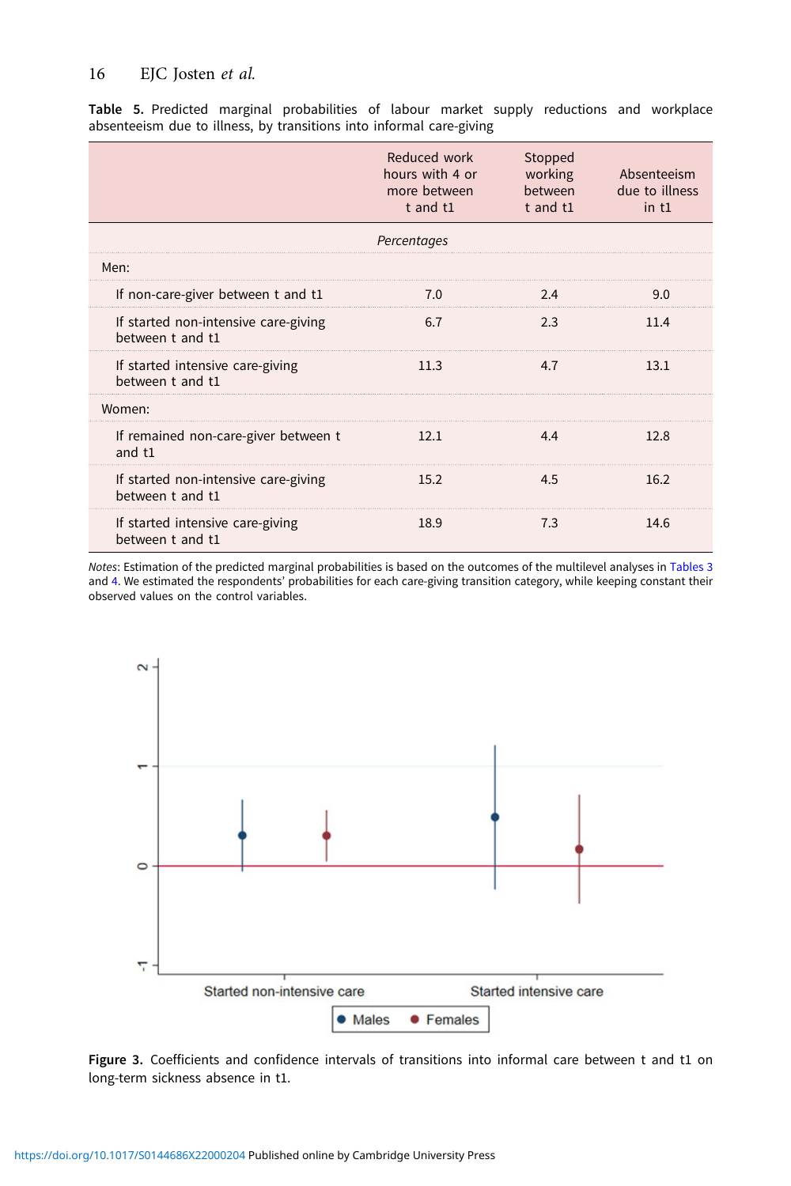**Table 5.** Predicted marginal probabilities of labour market supply reductions and workplace absenteeism due to illness, by transitions into informal care-giving

| | Reduced work hours with 4 or more between t and t1 | Stopped working between t and t1 | Absenteeism due to illness in t1 |
|---|---|---|---|
| | *Percentages* | | |
| Men: | | | |
| If non-care-giver between t and t1 | 7.0 | 2.4 | 9.0 |
| If started non-intensive care-giving between t and t1 | 6.7 | 2.3 | 11.4 |
| If started intensive care-giving between t and t1 | 11.3 | 4.7 | 13.1 |
| Women: | | | |
| If remained non-care-giver between t and t1 | 12.1 | 4.4 | 12.8 |
| If started non-intensive care-giving between t and t1 | 15.2 | 4.5 | 16.2 |
| If started intensive care-giving between t and t1 | 18.9 | 7.3 | 14.6 |

*Notes*: Estimation of the predicted marginal probabilities is based on the outcomes of the multilevel analyses in Tables 3 and 4. We estimated the respondents' probabilities for each care-giving transition category, while keeping constant their observed values on the control variables.

**Figure 3.** Coefficients and confidence intervals of transitions into informal care between t and t1 on long-term sickness absence in t1.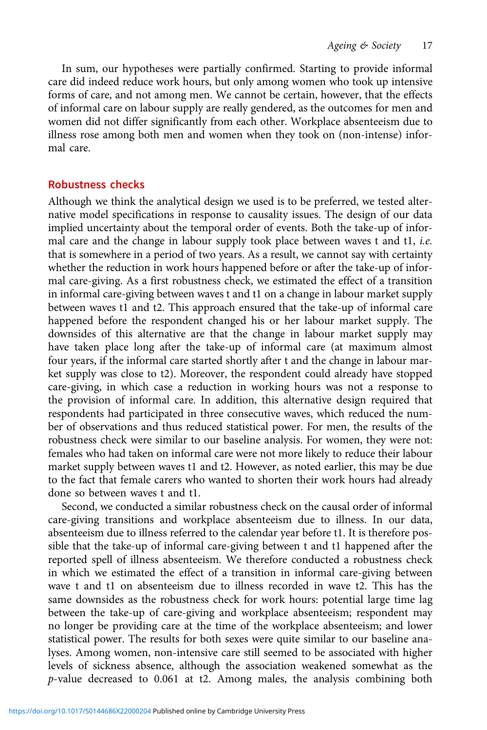In sum, our hypotheses were partially confirmed. Starting to provide informal care did indeed reduce work hours, but only among women who took up intensive forms of care, and not among men. We cannot be certain, however, that the effects of informal care on labour supply are really gendered, as the outcomes for men and women did not differ significantly from each other. Workplace absenteeism due to illness rose among both men and women when they took on (non-intense) informal care.

## Robustness checks

Although we think the analytical design we used is to be preferred, we tested alternative model specifications in response to causality issues. The design of our data implied uncertainty about the temporal order of events. Both the take-up of informal care and the change in labour supply took place between waves t and t1, *i.e.* that is somewhere in a period of two years. As a result, we cannot say with certainty whether the reduction in work hours happened before or after the take-up of informal care-giving. As a first robustness check, we estimated the effect of a transition in informal care-giving between waves t and t1 on a change in labour market supply between waves t1 and t2. This approach ensured that the take-up of informal care happened before the respondent changed his or her labour market supply. The downsides of this alternative are that the change in labour market supply may have taken place long after the take-up of informal care (at maximum almost four years, if the informal care started shortly after t and the change in labour market supply was close to t2). Moreover, the respondent could already have stopped care-giving, in which case a reduction in working hours was not a response to the provision of informal care. In addition, this alternative design required that respondents had participated in three consecutive waves, which reduced the number of observations and thus reduced statistical power. For men, the results of the robustness check were similar to our baseline analysis. For women, they were not: females who had taken on informal care were not more likely to reduce their labour market supply between waves t1 and t2. However, as noted earlier, this may be due to the fact that female carers who wanted to shorten their work hours had already done so between waves t and t1.

Second, we conducted a similar robustness check on the causal order of informal care-giving transitions and workplace absenteeism due to illness. In our data, absenteeism due to illness referred to the calendar year before t1. It is therefore possible that the take-up of informal care-giving between t and t1 happened after the reported spell of illness absenteeism. We therefore conducted a robustness check in which we estimated the effect of a transition in informal care-giving between wave t and t1 on absenteeism due to illness recorded in wave t2. This has the same downsides as the robustness check for work hours: potential large time lag between the take-up of care-giving and workplace absenteeism; respondent may no longer be providing care at the time of the workplace absenteeism; and lower statistical power. The results for both sexes were quite similar to our baseline analyses. Among women, non-intensive care still seemed to be associated with higher levels of sickness absence, although the association weakened somewhat as the $p$-value decreased to 0.061 at t2. Among males, the analysis combining both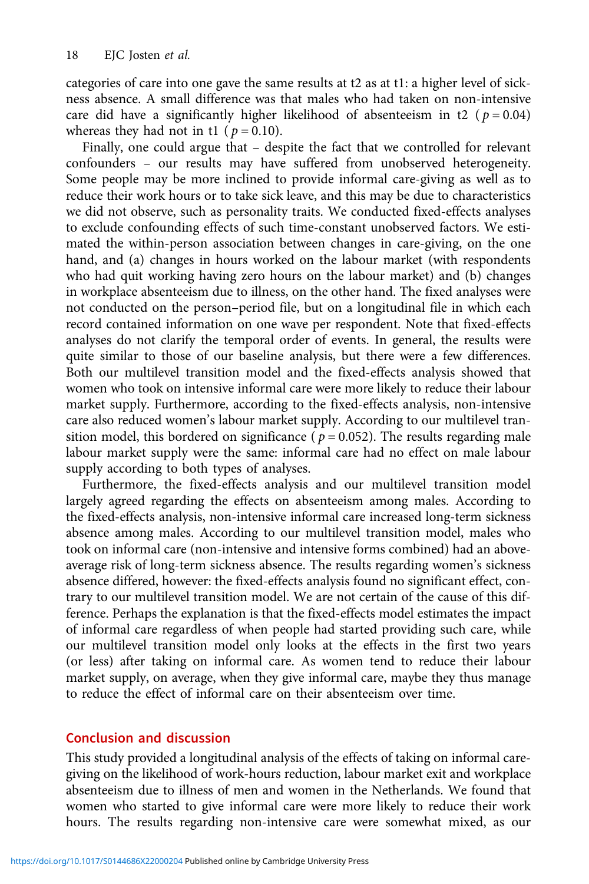categories of care into one gave the same results at t2 as at t1: a higher level of sickness absence. A small difference was that males who had taken on non-intensive care did have a significantly higher likelihood of absenteeism in t2 ( $p = 0.04$) whereas they had not in t1 ( $p = 0.10$).

Finally, one could argue that – despite the fact that we controlled for relevant confounders – our results may have suffered from unobserved heterogeneity. Some people may be more inclined to provide informal care-giving as well as to reduce their work hours or to take sick leave, and this may be due to characteristics we did not observe, such as personality traits. We conducted fixed-effects analyses to exclude confounding effects of such time-constant unobserved factors. We estimated the within-person association between changes in care-giving, on the one hand, and (a) changes in hours worked on the labour market (with respondents who had quit working having zero hours on the labour market) and (b) changes in workplace absenteeism due to illness, on the other hand. The fixed analyses were not conducted on the person–period file, but on a longitudinal file in which each record contained information on one wave per respondent. Note that fixed-effects analyses do not clarify the temporal order of events. In general, the results were quite similar to those of our baseline analysis, but there were a few differences. Both our multilevel transition model and the fixed-effects analysis showed that women who took on intensive informal care were more likely to reduce their labour market supply. Furthermore, according to the fixed-effects analysis, non-intensive care also reduced women's labour market supply. According to our multilevel transition model, this bordered on significance ( $p = 0.052$). The results regarding male labour market supply were the same: informal care had no effect on male labour supply according to both types of analyses.

Furthermore, the fixed-effects analysis and our multilevel transition model largely agreed regarding the effects on absenteeism among males. According to the fixed-effects analysis, non-intensive informal care increased long-term sickness absence among males. According to our multilevel transition model, males who took on informal care (non-intensive and intensive forms combined) had an above-average risk of long-term sickness absence. The results regarding women's sickness absence differed, however: the fixed-effects analysis found no significant effect, contrary to our multilevel transition model. We are not certain of the cause of this difference. Perhaps the explanation is that the fixed-effects model estimates the impact of informal care regardless of when people had started providing such care, while our multilevel transition model only looks at the effects in the first two years (or less) after taking on informal care. As women tend to reduce their labour market supply, on average, when they give informal care, maybe they thus manage to reduce the effect of informal care on their absenteeism over time.

## Conclusion and discussion

This study provided a longitudinal analysis of the effects of taking on informal care-giving on the likelihood of work-hours reduction, labour market exit and workplace absenteeism due to illness of men and women in the Netherlands. We found that women who started to give informal care were more likely to reduce their work hours. The results regarding non-intensive care were somewhat mixed, as our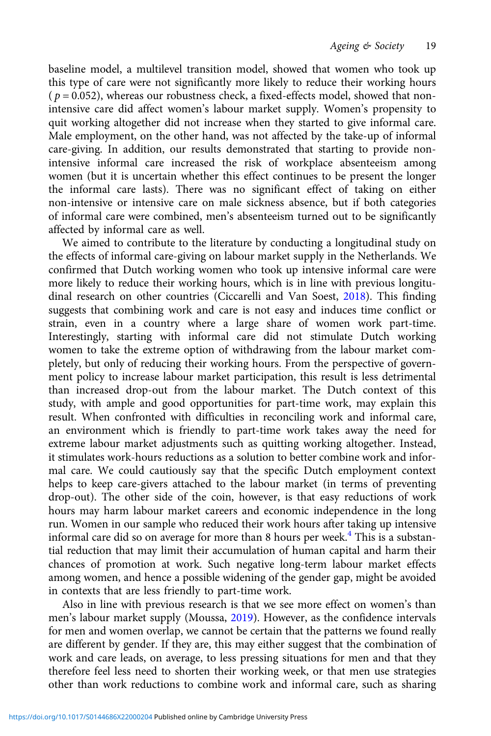baseline model, a multilevel transition model, showed that women who took up this type of care were not significantly more likely to reduce their working hours ( $p = 0.052$), whereas our robustness check, a fixed-effects model, showed that non-intensive care did affect women's labour market supply. Women's propensity to quit working altogether did not increase when they started to give informal care. Male employment, on the other hand, was not affected by the take-up of informal care-giving. In addition, our results demonstrated that starting to provide non-intensive informal care increased the risk of workplace absenteeism among women (but it is uncertain whether this effect continues to be present the longer the informal care lasts). There was no significant effect of taking on either non-intensive or intensive care on male sickness absence, but if both categories of informal care were combined, men's absenteeism turned out to be significantly affected by informal care as well.

We aimed to contribute to the literature by conducting a longitudinal study on the effects of informal care-giving on labour market supply in the Netherlands. We confirmed that Dutch working women who took up intensive informal care were more likely to reduce their working hours, which is in line with previous longitudinal research on other countries (Ciccarelli and Van Soest, 2018). This finding suggests that combining work and care is not easy and induces time conflict or strain, even in a country where a large share of women work part-time. Interestingly, starting with informal care did not stimulate Dutch working women to take the extreme option of withdrawing from the labour market completely, but only of reducing their working hours. From the perspective of government policy to increase labour market participation, this result is less detrimental than increased drop-out from the labour market. The Dutch context of this study, with ample and good opportunities for part-time work, may explain this result. When confronted with difficulties in reconciling work and informal care, an environment which is friendly to part-time work takes away the need for extreme labour market adjustments such as quitting working altogether. Instead, it stimulates work-hours reductions as a solution to better combine work and informal care. We could cautiously say that the specific Dutch employment context helps to keep care-givers attached to the labour market (in terms of preventing drop-out). The other side of the coin, however, is that easy reductions of work hours may harm labour market careers and economic independence in the long run. Women in our sample who reduced their work hours after taking up intensive informal care did so on average for more than 8 hours per week.[4] This is a substantial reduction that may limit their accumulation of human capital and harm their chances of promotion at work. Such negative long-term labour market effects among women, and hence a possible widening of the gender gap, might be avoided in contexts that are less friendly to part-time work.

Also in line with previous research is that we see more effect on women's than men's labour market supply (Moussa, 2019). However, as the confidence intervals for men and women overlap, we cannot be certain that the patterns we found really are different by gender. If they are, this may either suggest that the combination of work and care leads, on average, to less pressing situations for men and that they therefore feel less need to shorten their working week, or that men use strategies other than work reductions to combine work and informal care, such as sharing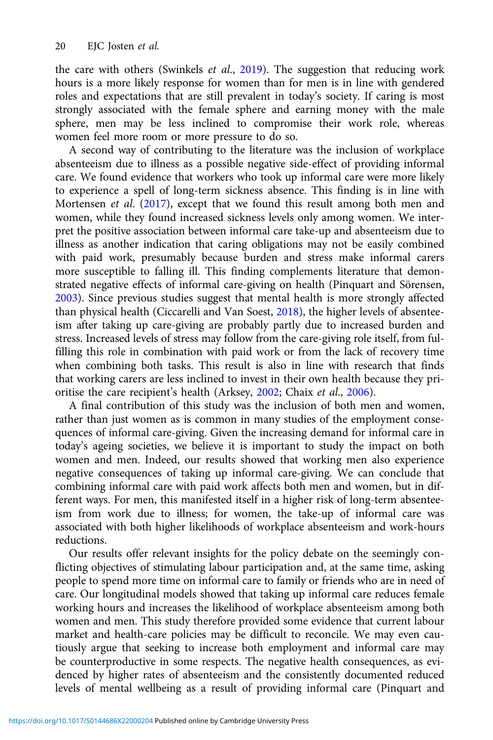the care with others (Swinkels *et al.*, 2019). The suggestion that reducing work hours is a more likely response for women than for men is in line with gendered roles and expectations that are still prevalent in today's society. If caring is most strongly associated with the female sphere and earning money with the male sphere, men may be less inclined to compromise their work role, whereas women feel more room or more pressure to do so.

A second way of contributing to the literature was the inclusion of workplace absenteeism due to illness as a possible negative side-effect of providing informal care. We found evidence that workers who took up informal care were more likely to experience a spell of long-term sickness absence. This finding is in line with Mortensen *et al.* (2017), except that we found this result among both men and women, while they found increased sickness levels only among women. We interpret the positive association between informal care take-up and absenteeism due to illness as another indication that caring obligations may not be easily combined with paid work, presumably because burden and stress make informal carers more susceptible to falling ill. This finding complements literature that demonstrated negative effects of informal care-giving on health (Pinquart and Sörensen, 2003). Since previous studies suggest that mental health is more strongly affected than physical health (Ciccarelli and Van Soest, 2018), the higher levels of absenteeism after taking up care-giving are probably partly due to increased burden and stress. Increased levels of stress may follow from the care-giving role itself, from fulfilling this role in combination with paid work or from the lack of recovery time when combining both tasks. This result is also in line with research that finds that working carers are less inclined to invest in their own health because they prioritise the care recipient's health (Arksey, 2002; Chaix *et al.*, 2006).

A final contribution of this study was the inclusion of both men and women, rather than just women as is common in many studies of the employment consequences of informal care-giving. Given the increasing demand for informal care in today's ageing societies, we believe it is important to study the impact on both women and men. Indeed, our results showed that working men also experience negative consequences of taking up informal care-giving. We can conclude that combining informal care with paid work affects both men and women, but in different ways. For men, this manifested itself in a higher risk of long-term absenteeism from work due to illness; for women, the take-up of informal care was associated with both higher likelihoods of workplace absenteeism and work-hours reductions.

Our results offer relevant insights for the policy debate on the seemingly conflicting objectives of stimulating labour participation and, at the same time, asking people to spend more time on informal care to family or friends who are in need of care. Our longitudinal models showed that taking up informal care reduces female working hours and increases the likelihood of workplace absenteeism among both women and men. This study therefore provided some evidence that current labour market and health-care policies may be difficult to reconcile. We may even cautiously argue that seeking to increase both employment and informal care may be counterproductive in some respects. The negative health consequences, as evidenced by higher rates of absenteeism and the consistently documented reduced levels of mental wellbeing as a result of providing informal care (Pinquart and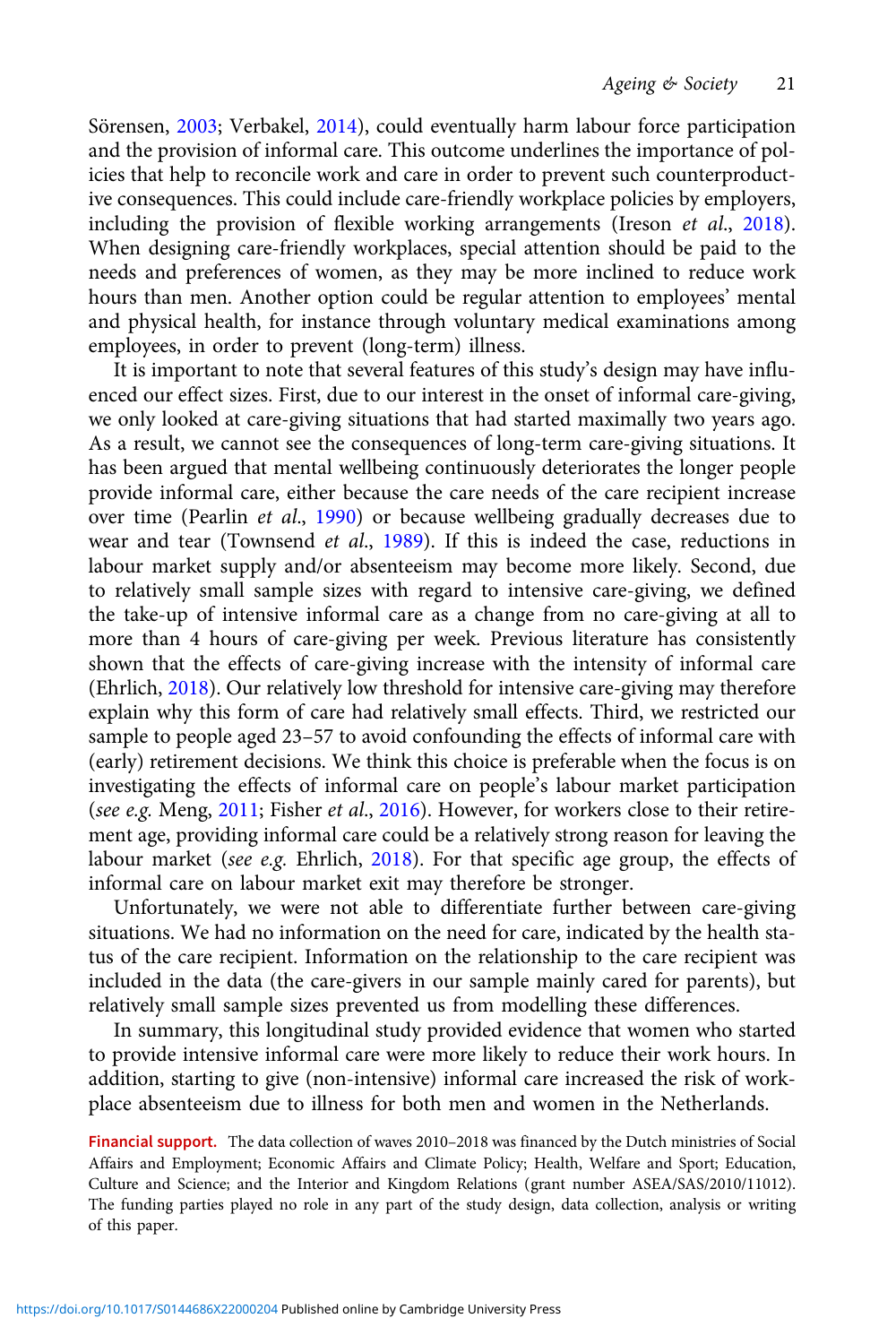Sörensen, 2003; Verbakel, 2014), could eventually harm labour force participation and the provision of informal care. This outcome underlines the importance of policies that help to reconcile work and care in order to prevent such counterproductive consequences. This could include care-friendly workplace policies by employers, including the provision of flexible working arrangements (Ireson *et al.*, 2018). When designing care-friendly workplaces, special attention should be paid to the needs and preferences of women, as they may be more inclined to reduce work hours than men. Another option could be regular attention to employees' mental and physical health, for instance through voluntary medical examinations among employees, in order to prevent (long-term) illness.

It is important to note that several features of this study's design may have influenced our effect sizes. First, due to our interest in the onset of informal care-giving, we only looked at care-giving situations that had started maximally two years ago. As a result, we cannot see the consequences of long-term care-giving situations. It has been argued that mental wellbeing continuously deteriorates the longer people provide informal care, either because the care needs of the care recipient increase over time (Pearlin *et al.*, 1990) or because wellbeing gradually decreases due to wear and tear (Townsend *et al.*, 1989). If this is indeed the case, reductions in labour market supply and/or absenteeism may become more likely. Second, due to relatively small sample sizes with regard to intensive care-giving, we defined the take-up of intensive informal care as a change from no care-giving at all to more than 4 hours of care-giving per week. Previous literature has consistently shown that the effects of care-giving increase with the intensity of informal care (Ehrlich, 2018). Our relatively low threshold for intensive care-giving may therefore explain why this form of care had relatively small effects. Third, we restricted our sample to people aged 23–57 to avoid confounding the effects of informal care with (early) retirement decisions. We think this choice is preferable when the focus is on investigating the effects of informal care on people's labour market participation (*see e.g.* Meng, 2011; Fisher *et al.*, 2016). However, for workers close to their retirement age, providing informal care could be a relatively strong reason for leaving the labour market (*see e.g.* Ehrlich, 2018). For that specific age group, the effects of informal care on labour market exit may therefore be stronger.

Unfortunately, we were not able to differentiate further between care-giving situations. We had no information on the need for care, indicated by the health status of the care recipient. Information on the relationship to the care recipient was included in the data (the care-givers in our sample mainly cared for parents), but relatively small sample sizes prevented us from modelling these differences.

In summary, this longitudinal study provided evidence that women who started to provide intensive informal care were more likely to reduce their work hours. In addition, starting to give (non-intensive) informal care increased the risk of workplace absenteeism due to illness for both men and women in the Netherlands.

**Financial support.** The data collection of waves 2010–2018 was financed by the Dutch ministries of Social Affairs and Employment; Economic Affairs and Climate Policy; Health, Welfare and Sport; Education, Culture and Science; and the Interior and Kingdom Relations (grant number ASEA/SAS/2010/11012). The funding parties played no role in any part of the study design, data collection, analysis or writing of this paper.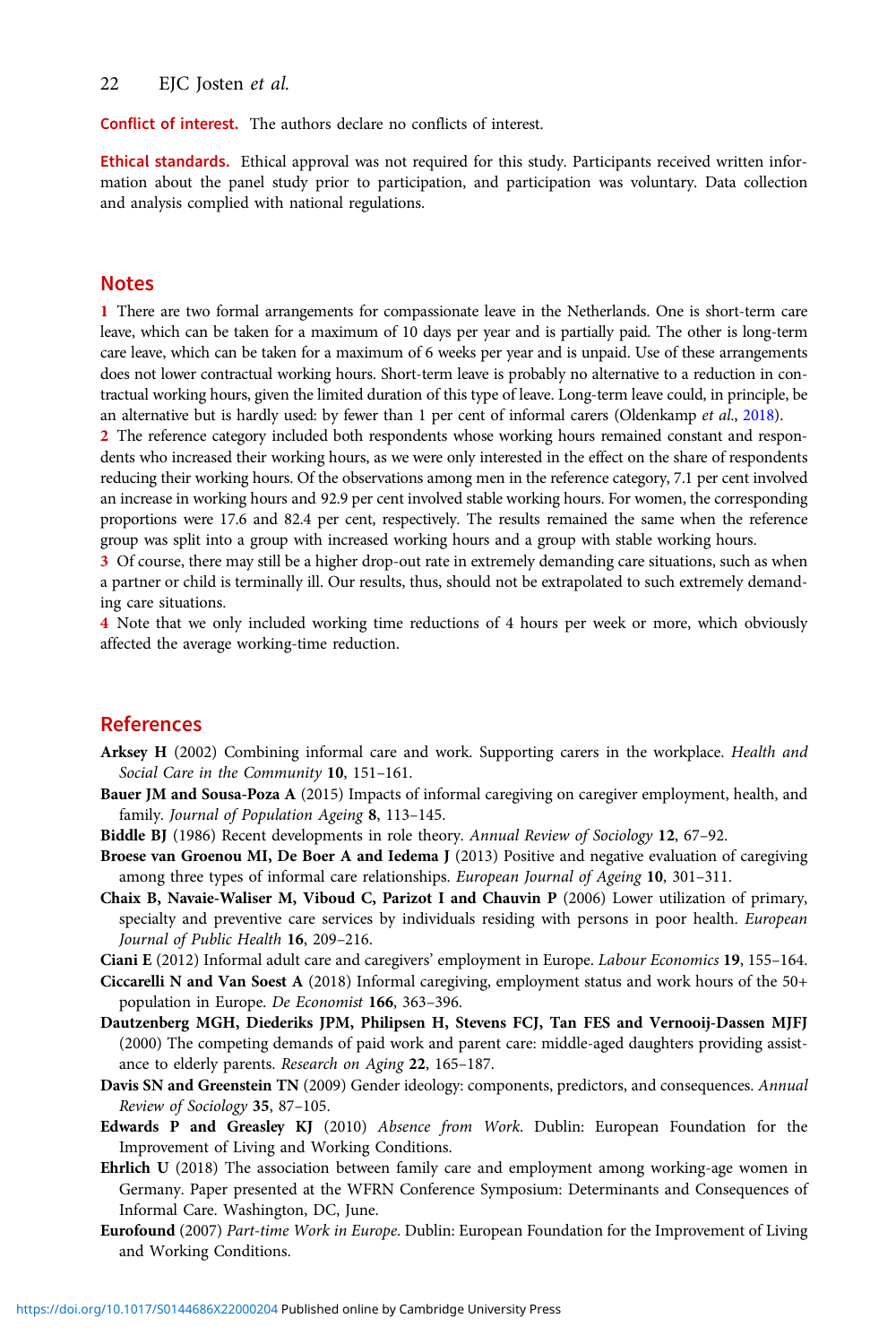**Conflict of interest.** The authors declare no conflicts of interest.

**Ethical standards.** Ethical approval was not required for this study. Participants received written information about the panel study prior to participation, and participation was voluntary. Data collection and analysis complied with national regulations.

## Notes

1 There are two formal arrangements for compassionate leave in the Netherlands. One is short-term care leave, which can be taken for a maximum of 10 days per year and is partially paid. The other is long-term care leave, which can be taken for a maximum of 6 weeks per year and is unpaid. Use of these arrangements does not lower contractual working hours. Short-term leave is probably no alternative to a reduction in contractual working hours, given the limited duration of this type of leave. Long-term leave could, in principle, be an alternative but is hardly used: by fewer than 1 per cent of informal carers (Oldenkamp *et al.*, 2018).

2 The reference category included both respondents whose working hours remained constant and respondents who increased their working hours, as we were only interested in the effect on the share of respondents reducing their working hours. Of the observations among men in the reference category, 7.1 per cent involved an increase in working hours and 92.9 per cent involved stable working hours. For women, the corresponding proportions were 17.6 and 82.4 per cent, respectively. The results remained the same when the reference group was split into a group with increased working hours and a group with stable working hours.

3 Of course, there may still be a higher drop-out rate in extremely demanding care situations, such as when a partner or child is terminally ill. Our results, thus, should not be extrapolated to such extremely demanding care situations.

4 Note that we only included working time reductions of 4 hours per week or more, which obviously affected the average working-time reduction.

## References

**Arksey H** (2002) Combining informal care and work. Supporting carers in the workplace. *Health and Social Care in the Community* **10**, 151–161.

**Bauer JM and Sousa-Poza A** (2015) Impacts of informal caregiving on caregiver employment, health, and family. *Journal of Population Ageing* **8**, 113–145.

**Biddle BJ** (1986) Recent developments in role theory. *Annual Review of Sociology* **12**, 67–92.

**Broese van Groenou MI, De Boer A and Iedema J** (2013) Positive and negative evaluation of caregiving among three types of informal care relationships. *European Journal of Ageing* **10**, 301–311.

**Chaix B, Navaie-Waliser M, Viboud C, Parizot I and Chauvin P** (2006) Lower utilization of primary, specialty and preventive care services by individuals residing with persons in poor health. *European Journal of Public Health* **16**, 209–216.

**Ciani E** (2012) Informal adult care and caregivers' employment in Europe. *Labour Economics* **19**, 155–164.

**Ciccarelli N and Van Soest A** (2018) Informal caregiving, employment status and work hours of the 50+ population in Europe. *De Economist* **166**, 363–396.

**Dautzenberg MGH, Diederiks JPM, Philipsen H, Stevens FCJ, Tan FES and Vernooij-Dassen MJFJ** (2000) The competing demands of paid work and parent care: middle-aged daughters providing assistance to elderly parents. *Research on Aging* **22**, 165–187.

**Davis SN and Greenstein TN** (2009) Gender ideology: components, predictors, and consequences. *Annual Review of Sociology* **35**, 87–105.

**Edwards P and Greasley KJ** (2010) *Absence from Work*. Dublin: European Foundation for the Improvement of Living and Working Conditions.

**Ehrlich U** (2018) The association between family care and employment among working-age women in Germany. Paper presented at the WFRN Conference Symposium: Determinants and Consequences of Informal Care. Washington, DC, June.

**Eurofound** (2007) *Part-time Work in Europe*. Dublin: European Foundation for the Improvement of Living and Working Conditions.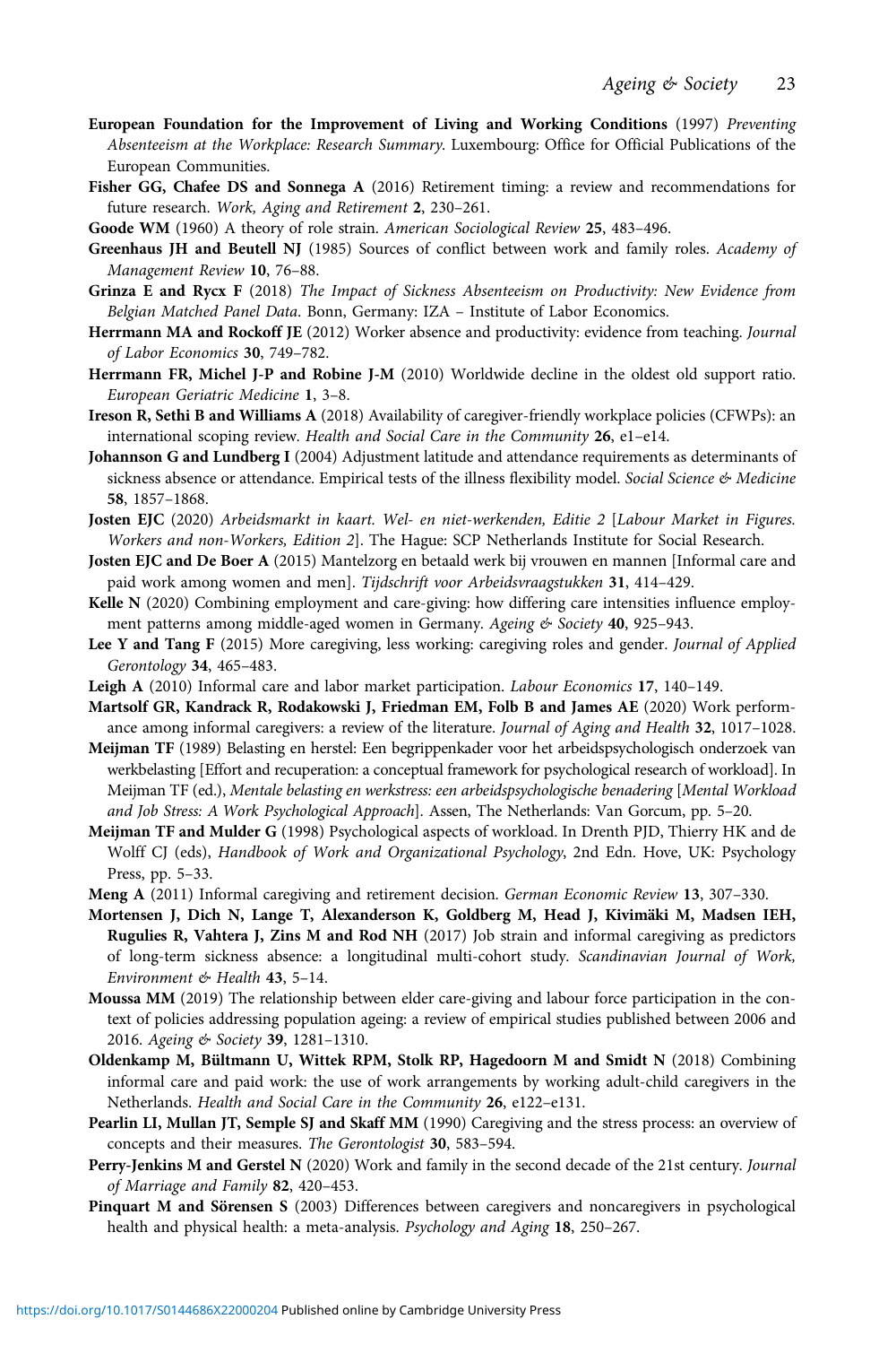**European Foundation for the Improvement of Living and Working Conditions** (1997) *Preventing Absenteeism at the Workplace: Research Summary*. Luxembourg: Office for Official Publications of the European Communities.

**Fisher GG, Chafee DS and Sonnega A** (2016) Retirement timing: a review and recommendations for future research. *Work, Aging and Retirement* **2**, 230–261.

**Goode WM** (1960) A theory of role strain. *American Sociological Review* **25**, 483–496.

**Greenhaus JH and Beutell NJ** (1985) Sources of conflict between work and family roles. *Academy of Management Review* **10**, 76–88.

**Grinza E and Rycx F** (2018) *The Impact of Sickness Absenteeism on Productivity: New Evidence from Belgian Matched Panel Data*. Bonn, Germany: IZA – Institute of Labor Economics.

**Herrmann MA and Rockoff JE** (2012) Worker absence and productivity: evidence from teaching. *Journal of Labor Economics* **30**, 749–782.

**Herrmann FR, Michel J-P and Robine J-M** (2010) Worldwide decline in the oldest old support ratio. *European Geriatric Medicine* **1**, 3–8.

**Ireson R, Sethi B and Williams A** (2018) Availability of caregiver-friendly workplace policies (CFWPs): an international scoping review. *Health and Social Care in the Community* **26**, e1–e14.

**Johannson G and Lundberg I** (2004) Adjustment latitude and attendance requirements as determinants of sickness absence or attendance. Empirical tests of the illness flexibility model. *Social Science & Medicine* **58**, 1857–1868.

**Josten EJC** (2020) *Arbeidsmarkt in kaart. Wel- en niet-werkenden, Editie 2* [*Labour Market in Figures. Workers and non-Workers, Edition 2*]. The Hague: SCP Netherlands Institute for Social Research.

**Josten EJC and De Boer A** (2015) Mantelzorg en betaald werk bij vrouwen en mannen [Informal care and paid work among women and men]. *Tijdschrift voor Arbeidsvraagstukken* **31**, 414–429.

**Kelle N** (2020) Combining employment and care-giving: how differing care intensities influence employment patterns among middle-aged women in Germany. *Ageing & Society* **40**, 925–943.

**Lee Y and Tang F** (2015) More caregiving, less working: caregiving roles and gender. *Journal of Applied Gerontology* **34**, 465–483.

**Leigh A** (2010) Informal care and labor market participation. *Labour Economics* **17**, 140–149.

**Martsolf GR, Kandrack R, Rodakowski J, Friedman EM, Folb B and James AE** (2020) Work performance among informal caregivers: a review of the literature. *Journal of Aging and Health* **32**, 1017–1028.

**Meijman TF** (1989) Belasting en herstel: Een begrippenkader voor het arbeidspsychologisch onderzoek van werkbelasting [Effort and recuperation: a conceptual framework for psychological research of workload]. In Meijman TF (ed.), *Mentale belasting en werkstress: een arbeidspsychologische benadering* [*Mental Workload and Job Stress: A Work Psychological Approach*]. Assen, The Netherlands: Van Gorcum, pp. 5–20.

**Meijman TF and Mulder G** (1998) Psychological aspects of workload. In Drenth PJD, Thierry HK and de Wolff CJ (eds), *Handbook of Work and Organizational Psychology*, 2nd Edn. Hove, UK: Psychology Press, pp. 5–33.

**Meng A** (2011) Informal caregiving and retirement decision. *German Economic Review* **13**, 307–330.

**Mortensen J, Dich N, Lange T, Alexanderson K, Goldberg M, Head J, Kivimäki M, Madsen IEH, Rugulies R, Vahtera J, Zins M and Rod NH** (2017) Job strain and informal caregiving as predictors of long-term sickness absence: a longitudinal multi-cohort study. *Scandinavian Journal of Work, Environment & Health* **43**, 5–14.

**Moussa MM** (2019) The relationship between elder care-giving and labour force participation in the context of policies addressing population ageing: a review of empirical studies published between 2006 and 2016. *Ageing & Society* **39**, 1281–1310.

**Oldenkamp M, Bültmann U, Wittek RPM, Stolk RP, Hagedoorn M and Smidt N** (2018) Combining informal care and paid work: the use of work arrangements by working adult-child caregivers in the Netherlands. *Health and Social Care in the Community* **26**, e122–e131.

**Pearlin LI, Mullan JT, Semple SJ and Skaff MM** (1990) Caregiving and the stress process: an overview of concepts and their measures. *The Gerontologist* **30**, 583–594.

**Perry-Jenkins M and Gerstel N** (2020) Work and family in the second decade of the 21st century. *Journal of Marriage and Family* **82**, 420–453.

**Pinquart M and Sörensen S** (2003) Differences between caregivers and noncaregivers in psychological health and physical health: a meta-analysis. *Psychology and Aging* **18**, 250–267.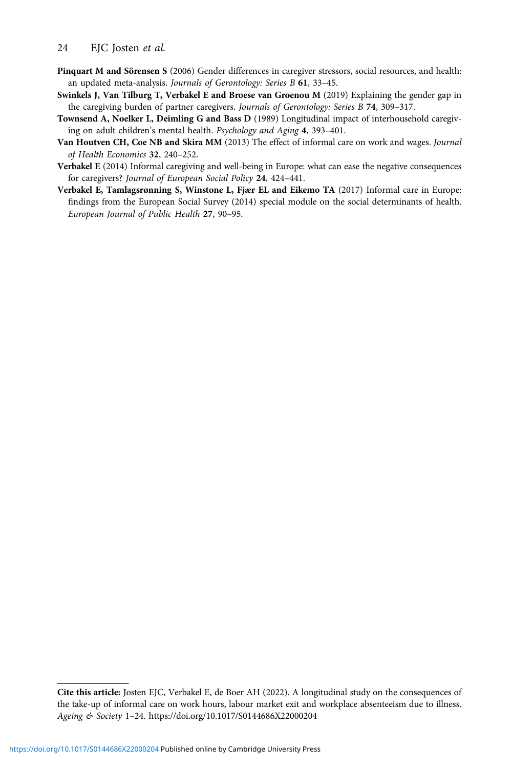**Pinquart M and Sörensen S** (2006) Gender differences in caregiver stressors, social resources, and health: an updated meta-analysis. *Journals of Gerontology: Series B* **61**, 33–45.

**Swinkels J, Van Tilburg T, Verbakel E and Broese van Groenou M** (2019) Explaining the gender gap in the caregiving burden of partner caregivers. *Journals of Gerontology: Series B* **74**, 309–317.

**Townsend A, Noelker L, Deimling G and Bass D** (1989) Longitudinal impact of interhousehold caregiving on adult children's mental health. *Psychology and Aging* **4**, 393–401.

**Van Houtven CH, Coe NB and Skira MM** (2013) The effect of informal care on work and wages. *Journal of Health Economics* **32**, 240–252.

**Verbakel E** (2014) Informal caregiving and well-being in Europe: what can ease the negative consequences for caregivers? *Journal of European Social Policy* **24**, 424–441.

**Verbakel E, Tamlagsrønning S, Winstone L, Fjær EL and Eikemo TA** (2017) Informal care in Europe: findings from the European Social Survey (2014) special module on the social determinants of health. *European Journal of Public Health* **27**, 90–95.

---

**Cite this article:** Josten EJC, Verbakel E, de Boer AH (2022). A longitudinal study on the consequences of the take-up of informal care on work hours, labour market exit and workplace absenteeism due to illness. *Ageing & Society* 1–24. https://doi.org/10.1017/S0144686X22000204